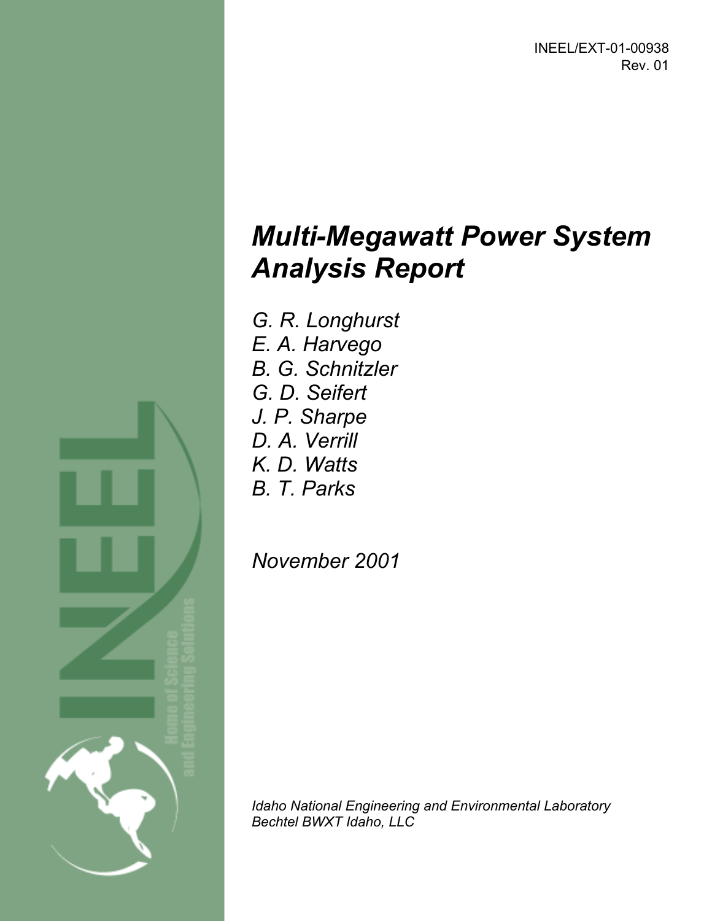INEEL/EXT-01-00938
Rev. 01

# *Multi-Megawatt Power System Analysis Report*

*G. R. Longhurst*
*E. A. Harvego*
*B. G. Schnitzler*
*G. D. Seifert*
*J. P. Sharpe*
*D. A. Verrill*
*K. D. Watts*
*B. T. Parks*

*November 2001*

*Idaho National Engineering and Environmental Laboratory*
*Bechtel BWXT Idaho, LLC*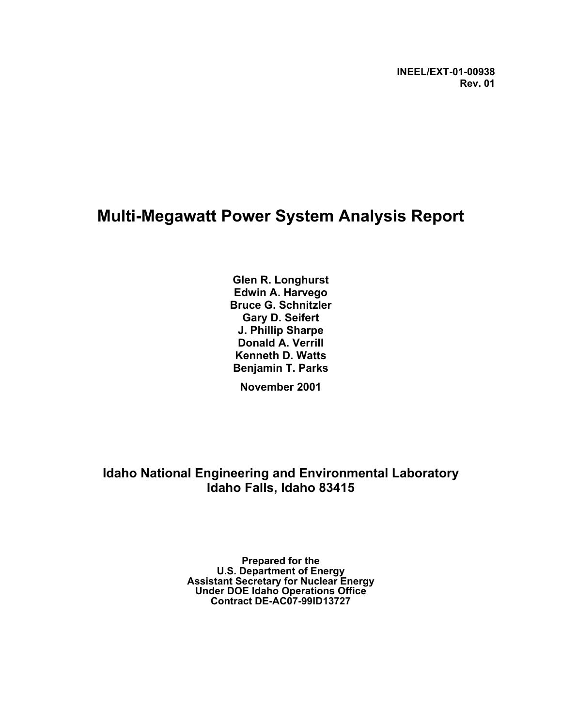INEEL/EXT-01-00938
Rev. 01

# Multi-Megawatt Power System Analysis Report

**Glen R. Longhurst**
**Edwin A. Harvego**
**Bruce G. Schnitzler**
**Gary D. Seifert**
**J. Phillip Sharpe**
**Donald A. Verrill**
**Kenneth D. Watts**
**Benjamin T. Parks**

**November 2001**

**Idaho National Engineering and Environmental Laboratory**
**Idaho Falls, Idaho 83415**

**Prepared for the**
**U.S. Department of Energy**
**Assistant Secretary for Nuclear Energy**
**Under DOE Idaho Operations Office**
**Contract DE-AC07-99ID13727**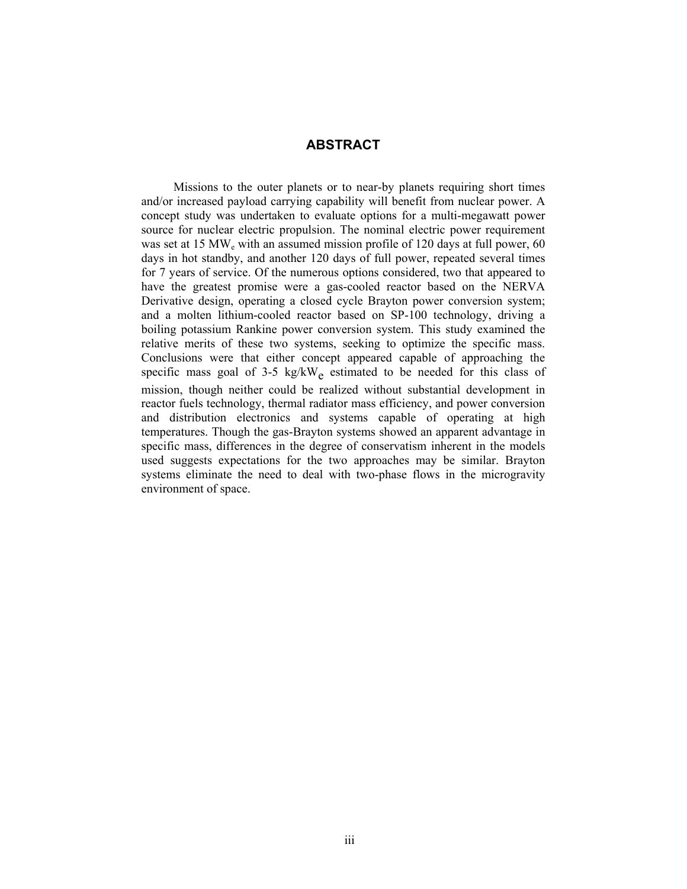## ABSTRACT

Missions to the outer planets or to near-by planets requiring short times and/or increased payload carrying capability will benefit from nuclear power. A concept study was undertaken to evaluate options for a multi-megawatt power source for nuclear electric propulsion. The nominal electric power requirement was set at 15 $MW_e$ with an assumed mission profile of 120 days at full power, 60 days in hot standby, and another 120 days of full power, repeated several times for 7 years of service. Of the numerous options considered, two that appeared to have the greatest promise were a gas-cooled reactor based on the NERVA Derivative design, operating a closed cycle Brayton power conversion system; and a molten lithium-cooled reactor based on SP-100 technology, driving a boiling potassium Rankine power conversion system. This study examined the relative merits of these two systems, seeking to optimize the specific mass. Conclusions were that either concept appeared capable of approaching the specific mass goal of 3-5 $kg/kW_e$ estimated to be needed for this class of mission, though neither could be realized without substantial development in reactor fuels technology, thermal radiator mass efficiency, and power conversion and distribution electronics and systems capable of operating at high temperatures. Though the gas-Brayton systems showed an apparent advantage in specific mass, differences in the degree of conservatism inherent in the models used suggests expectations for the two approaches may be similar. Brayton systems eliminate the need to deal with two-phase flows in the microgravity environment of space.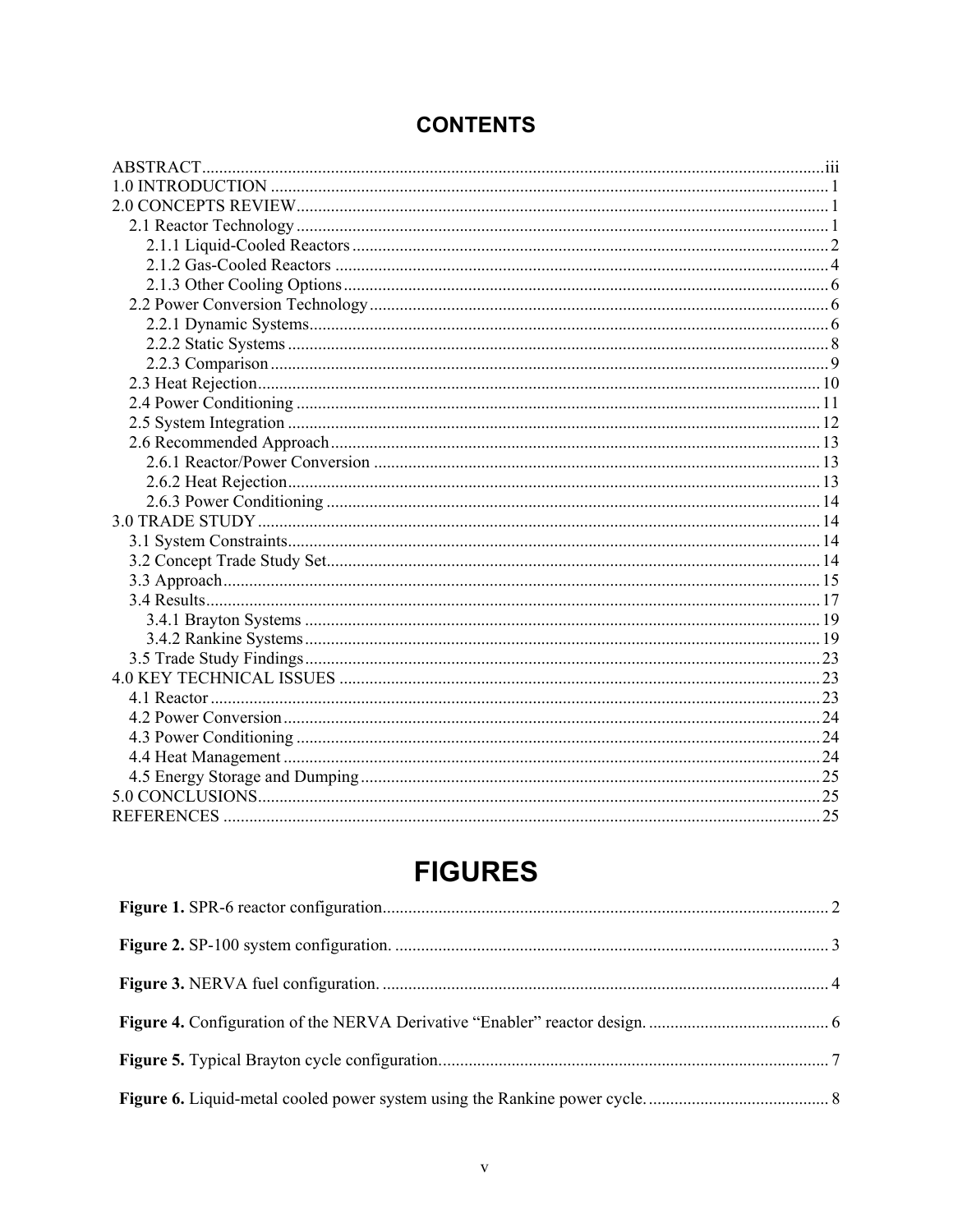# CONTENTS

ABSTRACT .......... iii
1.0 INTRODUCTION .......... 1
2.0 CONCEPTS REVIEW .......... 1
- 2.1 Reactor Technology .......... 1
  - 2.1.1 Liquid-Cooled Reactors .......... 2
  - 2.1.2 Gas-Cooled Reactors .......... 4
  - 2.1.3 Other Cooling Options .......... 6
- 2.2 Power Conversion Technology .......... 6
  - 2.2.1 Dynamic Systems .......... 6
  - 2.2.2 Static Systems .......... 8
  - 2.2.3 Comparison .......... 9
- 2.3 Heat Rejection .......... 10
- 2.4 Power Conditioning .......... 11
- 2.5 System Integration .......... 12
- 2.6 Recommended Approach .......... 13
  - 2.6.1 Reactor/Power Conversion .......... 13
  - 2.6.2 Heat Rejection .......... 13
  - 2.6.3 Power Conditioning .......... 14

3.0 TRADE STUDY .......... 14
- 3.1 System Constraints .......... 14
- 3.2 Concept Trade Study Set .......... 14
- 3.3 Approach .......... 15
- 3.4 Results .......... 17
  - 3.4.1 Brayton Systems .......... 19
  - 3.4.2 Rankine Systems .......... 19
- 3.5 Trade Study Findings .......... 23

4.0 KEY TECHNICAL ISSUES .......... 23
- 4.1 Reactor .......... 23
- 4.2 Power Conversion .......... 24
- 4.3 Power Conditioning .......... 24
- 4.4 Heat Management .......... 24
- 4.5 Energy Storage and Dumping .......... 25

5.0 CONCLUSIONS .......... 25
REFERENCES .......... 25

# FIGURES

**Figure 1.** SPR-6 reactor configuration .......... 2

**Figure 2.** SP-100 system configuration. .......... 3

**Figure 3.** NERVA fuel configuration. .......... 4

**Figure 4.** Configuration of the NERVA Derivative "Enabler" reactor design. .......... 6

**Figure 5.** Typical Brayton cycle configuration .......... 7

**Figure 6.** Liquid-metal cooled power system using the Rankine power cycle. .......... 8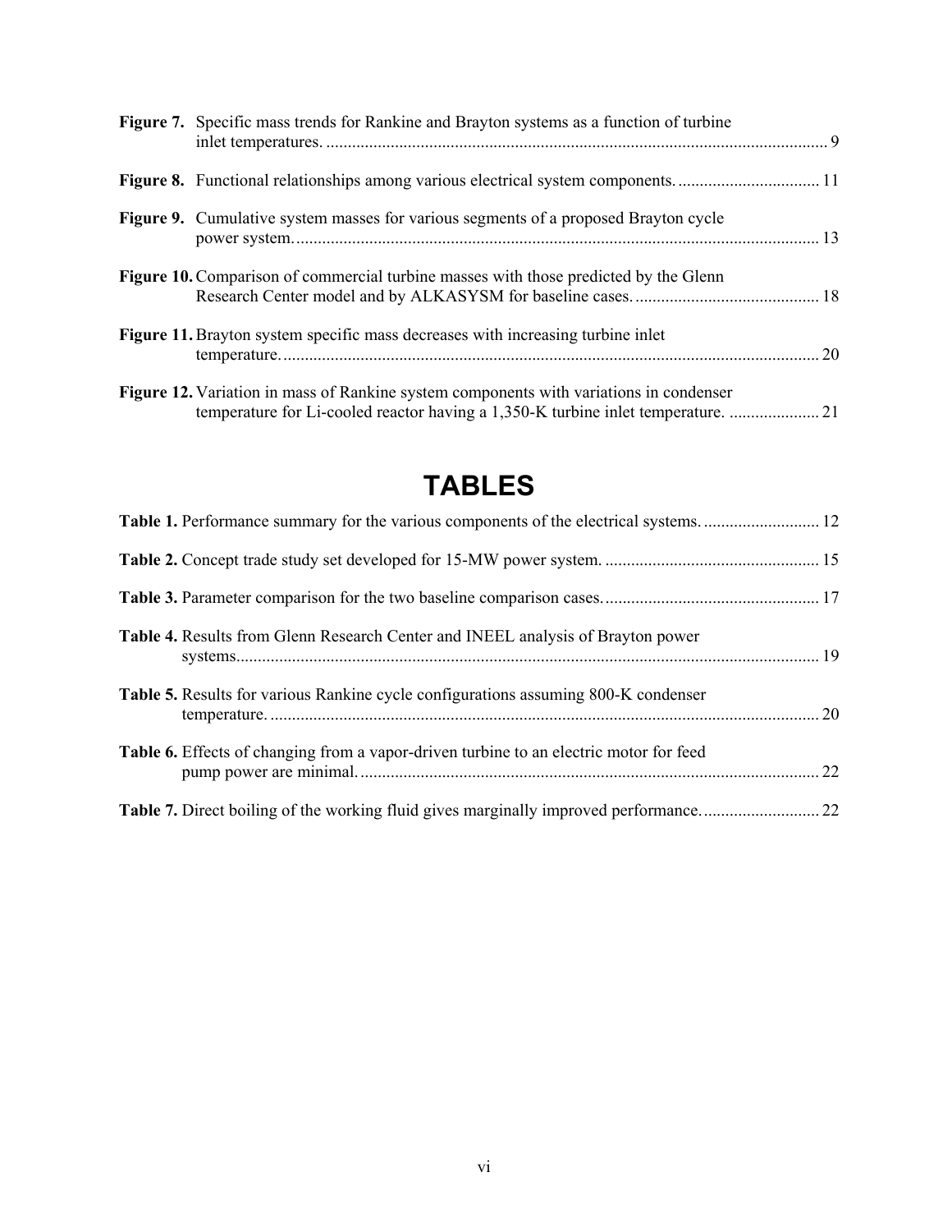**Figure 7.** Specific mass trends for Rankine and Brayton systems as a function of turbine inlet temperatures. .................................................................................................................... 9

**Figure 8.** Functional relationships among various electrical system components. ................................ 11

**Figure 9.** Cumulative system masses for various segments of a proposed Brayton cycle power system. ......................................................................................................................... 13

**Figure 10.** Comparison of commercial turbine masses with those predicted by the Glenn Research Center model and by ALKASYSM for baseline cases. .......................................... 18

**Figure 11.** Brayton system specific mass decreases with increasing turbine inlet temperature. ............................................................................................................................ 20

**Figure 12.** Variation in mass of Rankine system components with variations in condenser temperature for Li-cooled reactor having a 1,350-K turbine inlet temperature. .................... 21

# TABLES

**Table 1.** Performance summary for the various components of the electrical systems. .......................... 12

**Table 2.** Concept trade study set developed for 15-MW power system. ................................................. 15

**Table 3.** Parameter comparison for the two baseline comparison cases. ................................................. 17

**Table 4.** Results from Glenn Research Center and INEEL analysis of Brayton power systems. ...................................................................................................................................... 19

**Table 5.** Results for various Rankine cycle configurations assuming 800-K condenser temperature. ............................................................................................................................... 20

**Table 6.** Effects of changing from a vapor-driven turbine to an electric motor for feed pump power are minimal. .......................................................................................................... 22

**Table 7.** Direct boiling of the working fluid gives marginally improved performance. .......................... 22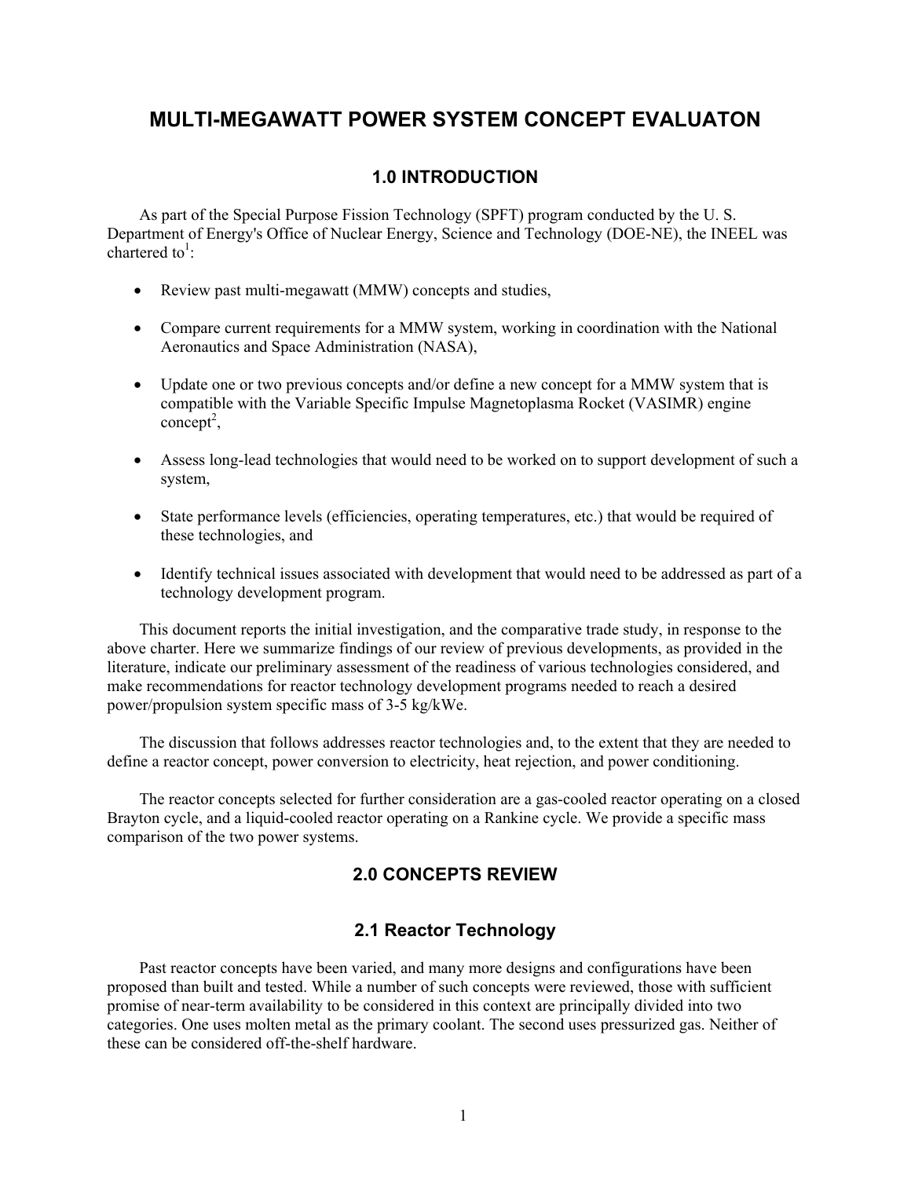# MULTI-MEGAWATT POWER SYSTEM CONCEPT EVALUATON

## 1.0 INTRODUCTION

As part of the Special Purpose Fission Technology (SPFT) program conducted by the U. S. Department of Energy's Office of Nuclear Energy, Science and Technology (DOE-NE), the INEEL was chartered to[1]:

- Review past multi-megawatt (MMW) concepts and studies,
- Compare current requirements for a MMW system, working in coordination with the National Aeronautics and Space Administration (NASA),
- Update one or two previous concepts and/or define a new concept for a MMW system that is compatible with the Variable Specific Impulse Magnetoplasma Rocket (VASIMR) engine concept[2],
- Assess long-lead technologies that would need to be worked on to support development of such a system,
- State performance levels (efficiencies, operating temperatures, etc.) that would be required of these technologies, and
- Identify technical issues associated with development that would need to be addressed as part of a technology development program.

This document reports the initial investigation, and the comparative trade study, in response to the above charter. Here we summarize findings of our review of previous developments, as provided in the literature, indicate our preliminary assessment of the readiness of various technologies considered, and make recommendations for reactor technology development programs needed to reach a desired power/propulsion system specific mass of 3-5 kg/kWe.

The discussion that follows addresses reactor technologies and, to the extent that they are needed to define a reactor concept, power conversion to electricity, heat rejection, and power conditioning.

The reactor concepts selected for further consideration are a gas-cooled reactor operating on a closed Brayton cycle, and a liquid-cooled reactor operating on a Rankine cycle. We provide a specific mass comparison of the two power systems.

## 2.0 CONCEPTS REVIEW

### 2.1 Reactor Technology

Past reactor concepts have been varied, and many more designs and configurations have been proposed than built and tested. While a number of such concepts were reviewed, those with sufficient promise of near-term availability to be considered in this context are principally divided into two categories. One uses molten metal as the primary coolant. The second uses pressurized gas. Neither of these can be considered off-the-shelf hardware.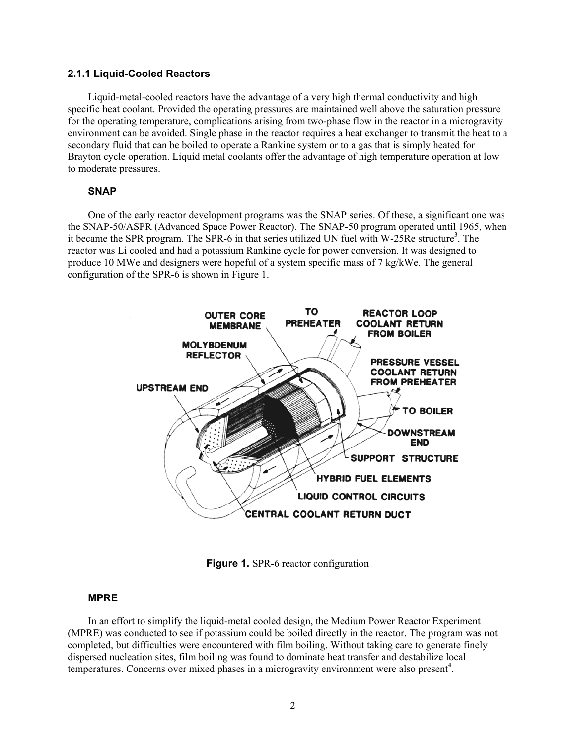### 2.1.1 Liquid-Cooled Reactors

Liquid-metal-cooled reactors have the advantage of a very high thermal conductivity and high specific heat coolant. Provided the operating pressures are maintained well above the saturation pressure for the operating temperature, complications arising from two-phase flow in the reactor in a microgravity environment can be avoided. Single phase in the reactor requires a heat exchanger to transmit the heat to a secondary fluid that can be boiled to operate a Rankine system or to a gas that is simply heated for Brayton cycle operation. Liquid metal coolants offer the advantage of high temperature operation at low to moderate pressures.

#### SNAP

One of the early reactor development programs was the SNAP series. Of these, a significant one was the SNAP-50/ASPR (Advanced Space Power Reactor). The SNAP-50 program operated until 1965, when it became the SPR program. The SPR-6 in that series utilized UN fuel with W-25Re structure[3]. The reactor was Li cooled and had a potassium Rankine cycle for power conversion. It was designed to produce 10 MWe and designers were hopeful of a system specific mass of 7 kg/kWe. The general configuration of the SPR-6 is shown in Figure 1.

**Figure 1.** SPR-6 reactor configuration

#### MPRE

In an effort to simplify the liquid-metal cooled design, the Medium Power Reactor Experiment (MPRE) was conducted to see if potassium could be boiled directly in the reactor. The program was not completed, but difficulties were encountered with film boiling. Without taking care to generate finely dispersed nucleation sites, film boiling was found to dominate heat transfer and destabilize local temperatures. Concerns over mixed phases in a microgravity environment were also present[4].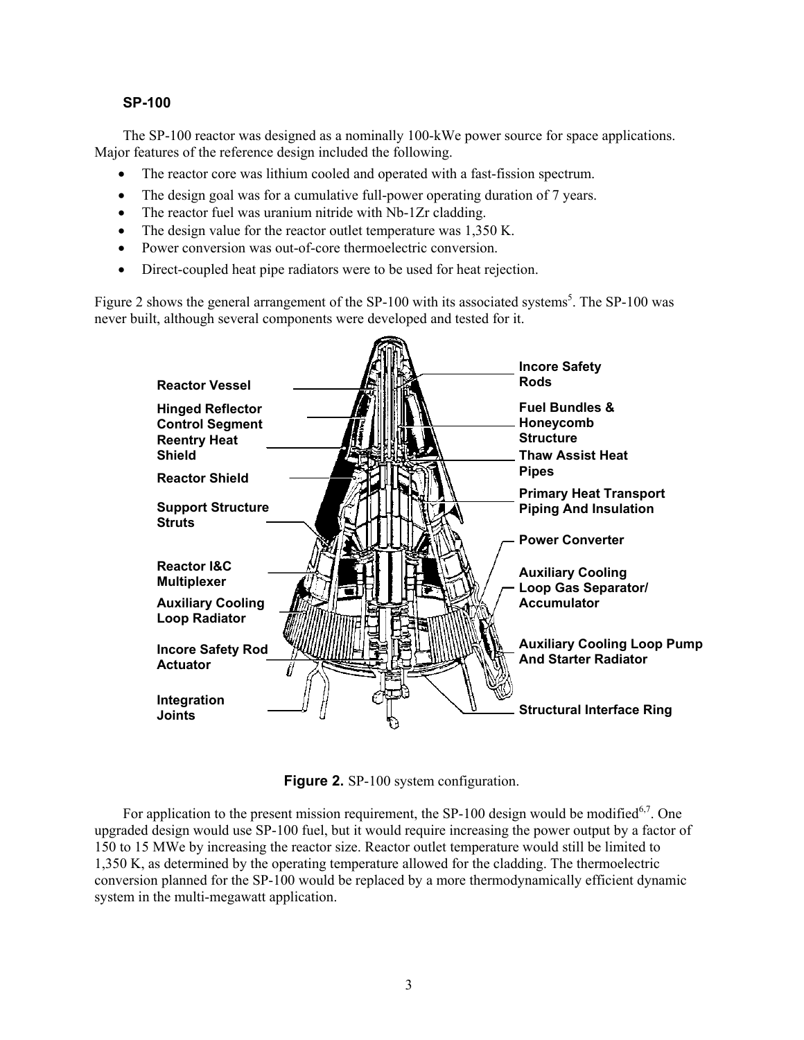### SP-100

The SP-100 reactor was designed as a nominally 100-kWe power source for space applications. Major features of the reference design included the following.

- The reactor core was lithium cooled and operated with a fast-fission spectrum.
- The design goal was for a cumulative full-power operating duration of 7 years.
- The reactor fuel was uranium nitride with Nb-1Zr cladding.
- The design value for the reactor outlet temperature was 1,350 K.
- Power conversion was out-of-core thermoelectric conversion.
- Direct-coupled heat pipe radiators were to be used for heat rejection.

Figure 2 shows the general arrangement of the SP-100 with its associated systems[5]. The SP-100 was never built, although several components were developed and tested for it.

Reactor Vessel

Hinged Reflector Control Segment

Reentry Heat Shield

Reactor Shield

Support Structure Struts

Reactor I&C Multiplexer

Auxiliary Cooling Loop Radiator

Incore Safety Rod Actuator

Integration Joints

Incore Safety Rods

Fuel Bundles & Honeycomb Structure

Thaw Assist Heat Pipes

Primary Heat Transport Piping And Insulation

Power Converter

Auxiliary Cooling Loop Gas Separator/ Accumulator

Auxiliary Cooling Loop Pump And Starter Radiator

Structural Interface Ring

**Figure 2.** SP-100 system configuration.

For application to the present mission requirement, the SP-100 design would be modified[6,7]. One upgraded design would use SP-100 fuel, but it would require increasing the power output by a factor of 150 to 15 MWe by increasing the reactor size. Reactor outlet temperature would still be limited to 1,350 K, as determined by the operating temperature allowed for the cladding. The thermoelectric conversion planned for the SP-100 would be replaced by a more thermodynamically efficient dynamic system in the multi-megawatt application.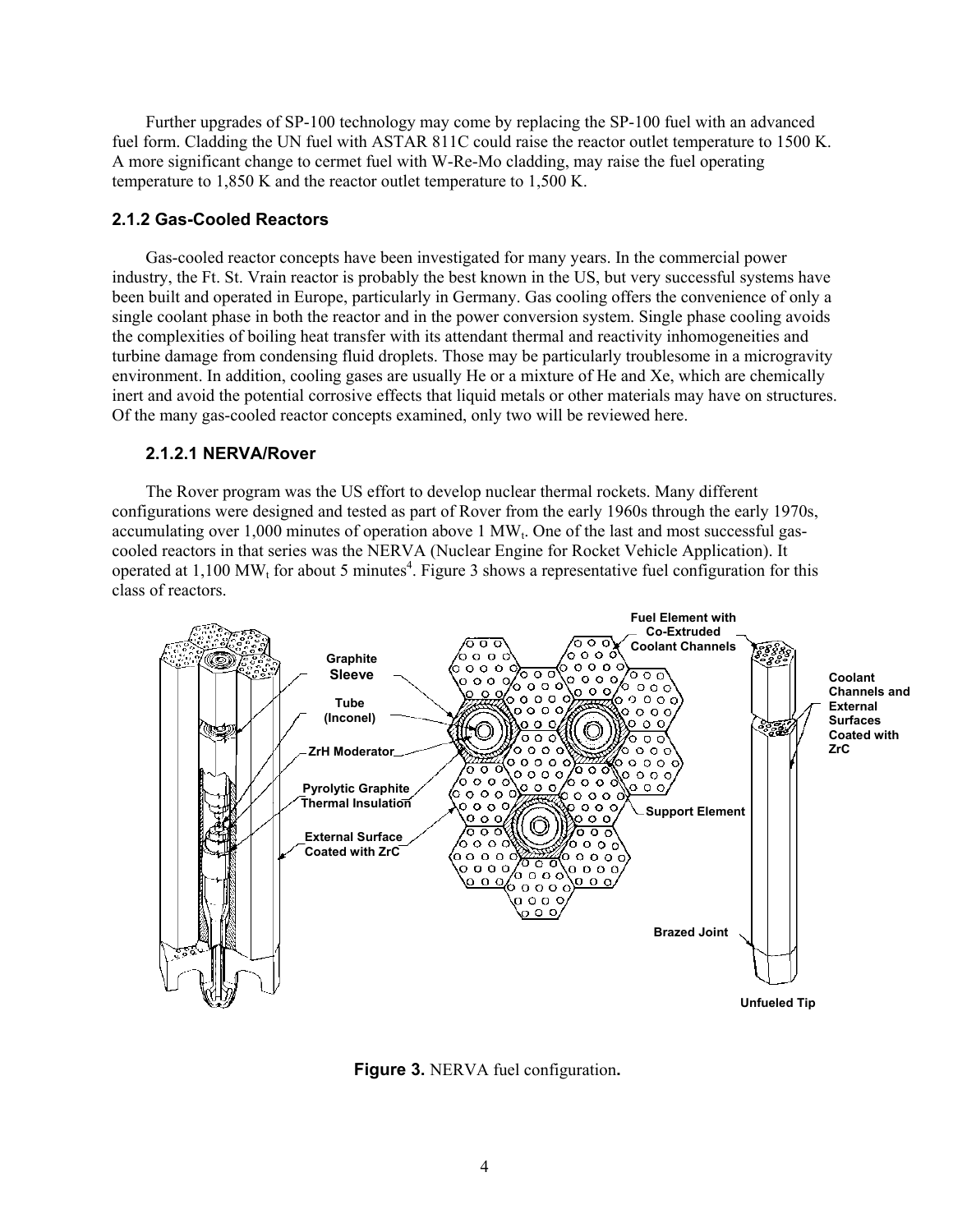Further upgrades of SP-100 technology may come by replacing the SP-100 fuel with an advanced fuel form. Cladding the UN fuel with ASTAR 811C could raise the reactor outlet temperature to 1500 K. A more significant change to cermet fuel with W-Re-Mo cladding, may raise the fuel operating temperature to 1,850 K and the reactor outlet temperature to 1,500 K.

### 2.1.2 Gas-Cooled Reactors

Gas-cooled reactor concepts have been investigated for many years. In the commercial power industry, the Ft. St. Vrain reactor is probably the best known in the US, but very successful systems have been built and operated in Europe, particularly in Germany. Gas cooling offers the convenience of only a single coolant phase in both the reactor and in the power conversion system. Single phase cooling avoids the complexities of boiling heat transfer with its attendant thermal and reactivity inhomogeneities and turbine damage from condensing fluid droplets. Those may be particularly troublesome in a microgravity environment. In addition, cooling gases are usually He or a mixture of He and Xe, which are chemically inert and avoid the potential corrosive effects that liquid metals or other materials may have on structures. Of the many gas-cooled reactor concepts examined, only two will be reviewed here.

#### 2.1.2.1 NERVA/Rover

The Rover program was the US effort to develop nuclear thermal rockets. Many different configurations were designed and tested as part of Rover from the early 1960s through the early 1970s, accumulating over 1,000 minutes of operation above 1 $MW_t$. One of the last and most successful gas-cooled reactors in that series was the NERVA (Nuclear Engine for Rocket Vehicle Application). It operated at 1,100 $MW_t$ for about 5 minutes[4]. Figure 3 shows a representative fuel configuration for this class of reactors.

Graphite Sleeve

Tube (Inconel)

ZrH Moderator

Pyrolytic Graphite Thermal Insulation

External Surface Coated with ZrC

Fuel Element with Co-Extruded Coolant Channels

Support Element

Coolant Channels and External Surfaces Coated with ZrC

Brazed Joint

Unfueled Tip

**Figure 3.** NERVA fuel configuration**.**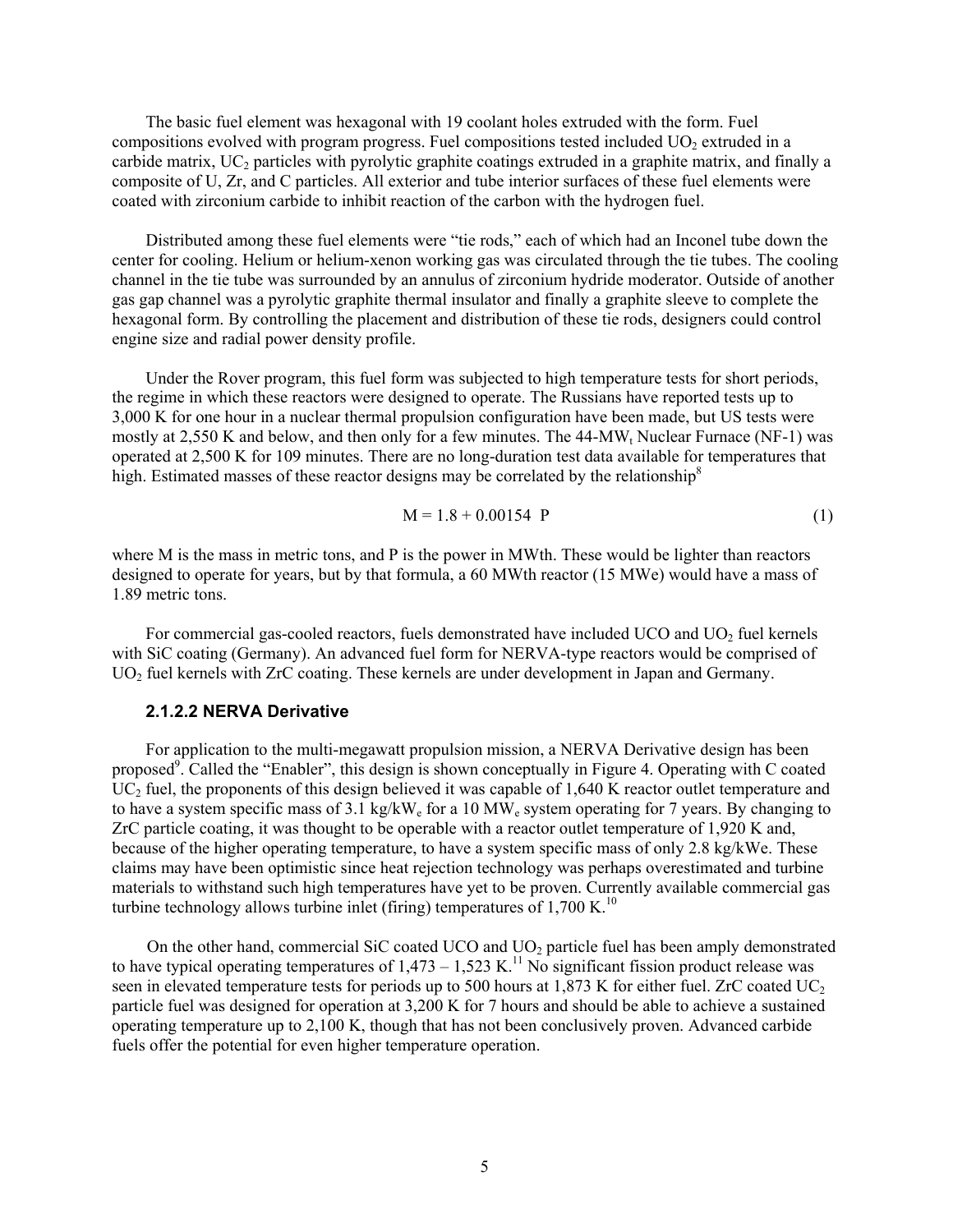The basic fuel element was hexagonal with 19 coolant holes extruded with the form. Fuel compositions evolved with program progress. Fuel compositions tested included $UO_2$ extruded in a carbide matrix, $UC_2$ particles with pyrolytic graphite coatings extruded in a graphite matrix, and finally a composite of U, Zr, and C particles. All exterior and tube interior surfaces of these fuel elements were coated with zirconium carbide to inhibit reaction of the carbon with the hydrogen fuel.

Distributed among these fuel elements were "tie rods," each of which had an Inconel tube down the center for cooling. Helium or helium-xenon working gas was circulated through the tie tubes. The cooling channel in the tie tube was surrounded by an annulus of zirconium hydride moderator. Outside of another gas gap channel was a pyrolytic graphite thermal insulator and finally a graphite sleeve to complete the hexagonal form. By controlling the placement and distribution of these tie rods, designers could control engine size and radial power density profile.

Under the Rover program, this fuel form was subjected to high temperature tests for short periods, the regime in which these reactors were designed to operate. The Russians have reported tests up to 3,000 K for one hour in a nuclear thermal propulsion configuration have been made, but US tests were mostly at 2,550 K and below, and then only for a few minutes. The 44-$MW_t$ Nuclear Furnace (NF-1) was operated at 2,500 K for 109 minutes. There are no long-duration test data available for temperatures that high. Estimated masses of these reactor designs may be correlated by the relationship[8]

$$M = 1.8 + 0.00154 \ P \tag{1}$$

where M is the mass in metric tons, and P is the power in MWth. These would be lighter than reactors designed to operate for years, but by that formula, a 60 MWth reactor (15 MWe) would have a mass of 1.89 metric tons.

For commercial gas-cooled reactors, fuels demonstrated have included UCO and $UO_2$ fuel kernels with SiC coating (Germany). An advanced fuel form for NERVA-type reactors would be comprised of $UO_2$ fuel kernels with ZrC coating. These kernels are under development in Japan and Germany.

### 2.1.2.2 NERVA Derivative

For application to the multi-megawatt propulsion mission, a NERVA Derivative design has been proposed[9]. Called the "Enabler", this design is shown conceptually in Figure 4. Operating with C coated $UC_2$ fuel, the proponents of this design believed it was capable of 1,640 K reactor outlet temperature and to have a system specific mass of 3.1 kg/$kW_e$ for a 10 $MW_e$ system operating for 7 years. By changing to ZrC particle coating, it was thought to be operable with a reactor outlet temperature of 1,920 K and, because of the higher operating temperature, to have a system specific mass of only 2.8 kg/kWe. These claims may have been optimistic since heat rejection technology was perhaps overestimated and turbine materials to withstand such high temperatures have yet to be proven. Currently available commercial gas turbine technology allows turbine inlet (firing) temperatures of 1,700 K.[10]

On the other hand, commercial SiC coated UCO and $UO_2$ particle fuel has been amply demonstrated to have typical operating temperatures of 1,473 – 1,523 K.[11] No significant fission product release was seen in elevated temperature tests for periods up to 500 hours at 1,873 K for either fuel. ZrC coated $UC_2$ particle fuel was designed for operation at 3,200 K for 7 hours and should be able to achieve a sustained operating temperature up to 2,100 K, though that has not been conclusively proven. Advanced carbide fuels offer the potential for even higher temperature operation.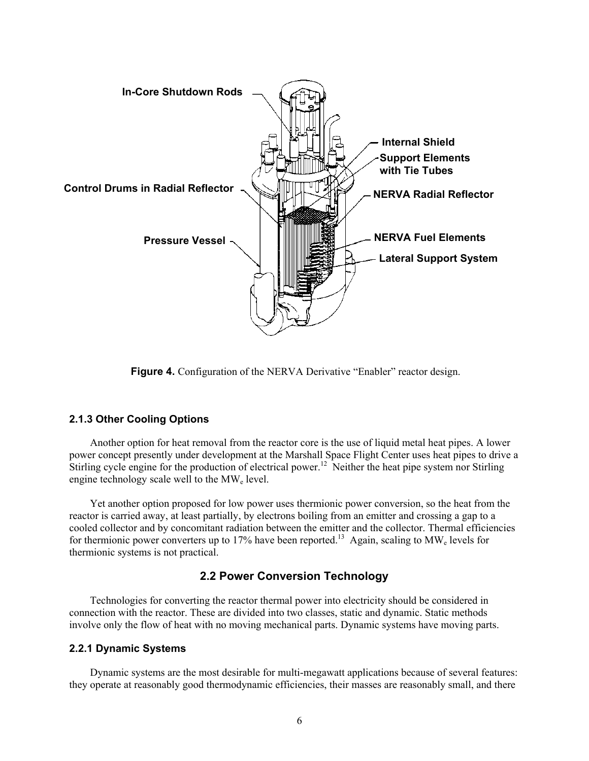**Figure 4.** Configuration of the NERVA Derivative "Enabler" reactor design.

### 2.1.3 Other Cooling Options

Another option for heat removal from the reactor core is the use of liquid metal heat pipes. A lower power concept presently under development at the Marshall Space Flight Center uses heat pipes to drive a Stirling cycle engine for the production of electrical power.[12] Neither the heat pipe system nor Stirling engine technology scale well to the $MW_e$ level.

Yet another option proposed for low power uses thermionic power conversion, so the heat from the reactor is carried away, at least partially, by electrons boiling from an emitter and crossing a gap to a cooled collector and by concomitant radiation between the emitter and the collector. Thermal efficiencies for thermionic power converters up to 17% have been reported.[13] Again, scaling to $MW_e$ levels for thermionic systems is not practical.

## 2.2 Power Conversion Technology

Technologies for converting the reactor thermal power into electricity should be considered in connection with the reactor. These are divided into two classes, static and dynamic. Static methods involve only the flow of heat with no moving mechanical parts. Dynamic systems have moving parts.

### 2.2.1 Dynamic Systems

Dynamic systems are the most desirable for multi-megawatt applications because of several features: they operate at reasonably good thermodynamic efficiencies, their masses are reasonably small, and there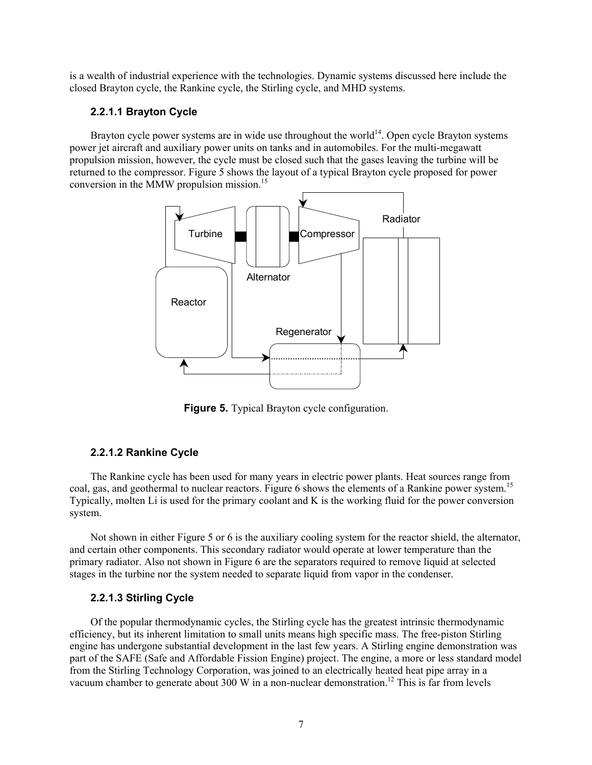is a wealth of industrial experience with the technologies. Dynamic systems discussed here include the closed Brayton cycle, the Rankine cycle, the Stirling cycle, and MHD systems.

### 2.2.1.1 Brayton Cycle

Brayton cycle power systems are in wide use throughout the world[14]. Open cycle Brayton systems power jet aircraft and auxiliary power units on tanks and in automobiles. For the multi-megawatt propulsion mission, however, the cycle must be closed such that the gases leaving the turbine will be returned to the compressor. Figure 5 shows the layout of a typical Brayton cycle proposed for power conversion in the MMW propulsion mission.[15]

**Figure 5.** Typical Brayton cycle configuration.

### 2.2.1.2 Rankine Cycle

The Rankine cycle has been used for many years in electric power plants. Heat sources range from coal, gas, and geothermal to nuclear reactors. Figure 6 shows the elements of a Rankine power system.[15] Typically, molten Li is used for the primary coolant and K is the working fluid for the power conversion system.

Not shown in either Figure 5 or 6 is the auxiliary cooling system for the reactor shield, the alternator, and certain other components. This secondary radiator would operate at lower temperature than the primary radiator. Also not shown in Figure 6 are the separators required to remove liquid at selected stages in the turbine nor the system needed to separate liquid from vapor in the condenser.

### 2.2.1.3 Stirling Cycle

Of the popular thermodynamic cycles, the Stirling cycle has the greatest intrinsic thermodynamic efficiency, but its inherent limitation to small units means high specific mass. The free-piston Stirling engine has undergone substantial development in the last few years. A Stirling engine demonstration was part of the SAFE (Safe and Affordable Fission Engine) project. The engine, a more or less standard model from the Stirling Technology Corporation, was joined to an electrically heated heat pipe array in a vacuum chamber to generate about 300 W in a non-nuclear demonstration.[12] This is far from levels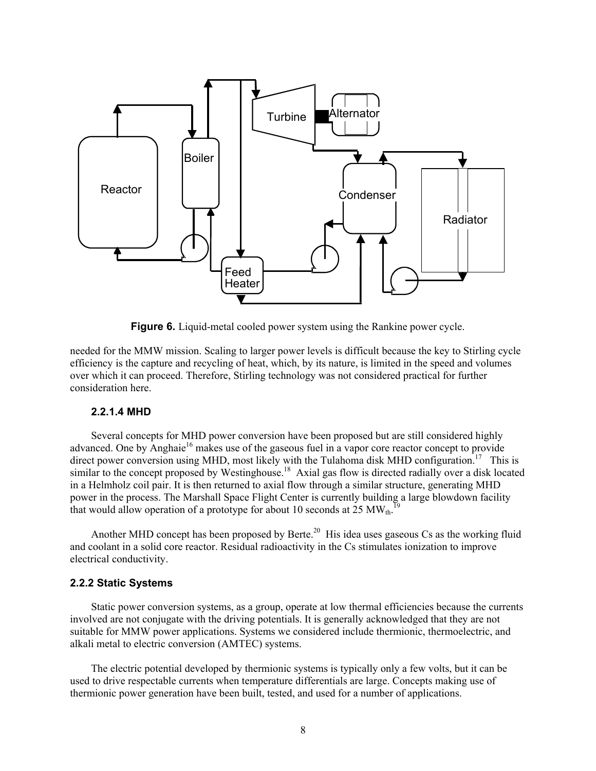**Figure 6.** Liquid-metal cooled power system using the Rankine power cycle.

needed for the MMW mission. Scaling to larger power levels is difficult because the key to Stirling cycle efficiency is the capture and recycling of heat, which, by its nature, is limited in the speed and volumes over which it can proceed. Therefore, Stirling technology was not considered practical for further consideration here.

#### 2.2.1.4 MHD

Several concepts for MHD power conversion have been proposed but are still considered highly advanced. One by Anghaie[16] makes use of the gaseous fuel in a vapor core reactor concept to provide direct power conversion using MHD, most likely with the Tulahoma disk MHD configuration.[17] This is similar to the concept proposed by Westinghouse.[18] Axial gas flow is directed radially over a disk located in a Helmholz coil pair. It is then returned to axial flow through a similar structure, generating MHD power in the process. The Marshall Space Flight Center is currently building a large blowdown facility that would allow operation of a prototype for about 10 seconds at 25 $MW_{th}$.[19]

Another MHD concept has been proposed by Berte.[20] His idea uses gaseous Cs as the working fluid and coolant in a solid core reactor. Residual radioactivity in the Cs stimulates ionization to improve electrical conductivity.

### 2.2.2 Static Systems

Static power conversion systems, as a group, operate at low thermal efficiencies because the currents involved are not conjugate with the driving potentials. It is generally acknowledged that they are not suitable for MMW power applications. Systems we considered include thermionic, thermoelectric, and alkali metal to electric conversion (AMTEC) systems.

The electric potential developed by thermionic systems is typically only a few volts, but it can be used to drive respectable currents when temperature differentials are large. Concepts making use of thermionic power generation have been built, tested, and used for a number of applications.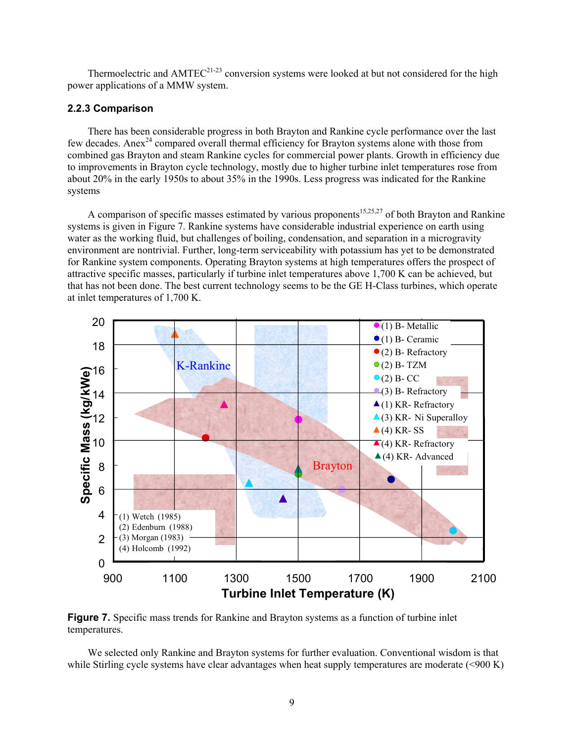Thermoelectric and AMTEC[21-23] conversion systems were looked at but not considered for the high power applications of a MMW system.

### 2.2.3 Comparison

There has been considerable progress in both Brayton and Rankine cycle performance over the last few decades. Anex[24] compared overall thermal efficiency for Brayton systems alone with those from combined gas Brayton and steam Rankine cycles for commercial power plants. Growth in efficiency due to improvements in Brayton cycle technology, mostly due to higher turbine inlet temperatures rose from about 20% in the early 1950s to about 35% in the 1990s. Less progress was indicated for the Rankine systems

A comparison of specific masses estimated by various proponents[15,25,27] of both Brayton and Rankine systems is given in Figure 7. Rankine systems have considerable industrial experience on earth using water as the working fluid, but challenges of boiling, condensation, and separation in a microgravity environment are nontrivial. Further, long-term serviceability with potassium has yet to be demonstrated for Rankine system components. Operating Brayton systems at high temperatures offers the prospect of attractive specific masses, particularly if turbine inlet temperatures above 1,700 K can be achieved, but that has not been done. The best current technology seems to be the GE H-Class turbines, which operate at inlet temperatures of 1,700 K.

**Figure 7.** Specific mass trends for Rankine and Brayton systems as a function of turbine inlet temperatures.

We selected only Rankine and Brayton systems for further evaluation. Conventional wisdom is that while Stirling cycle systems have clear advantages when heat supply temperatures are moderate (<900 K)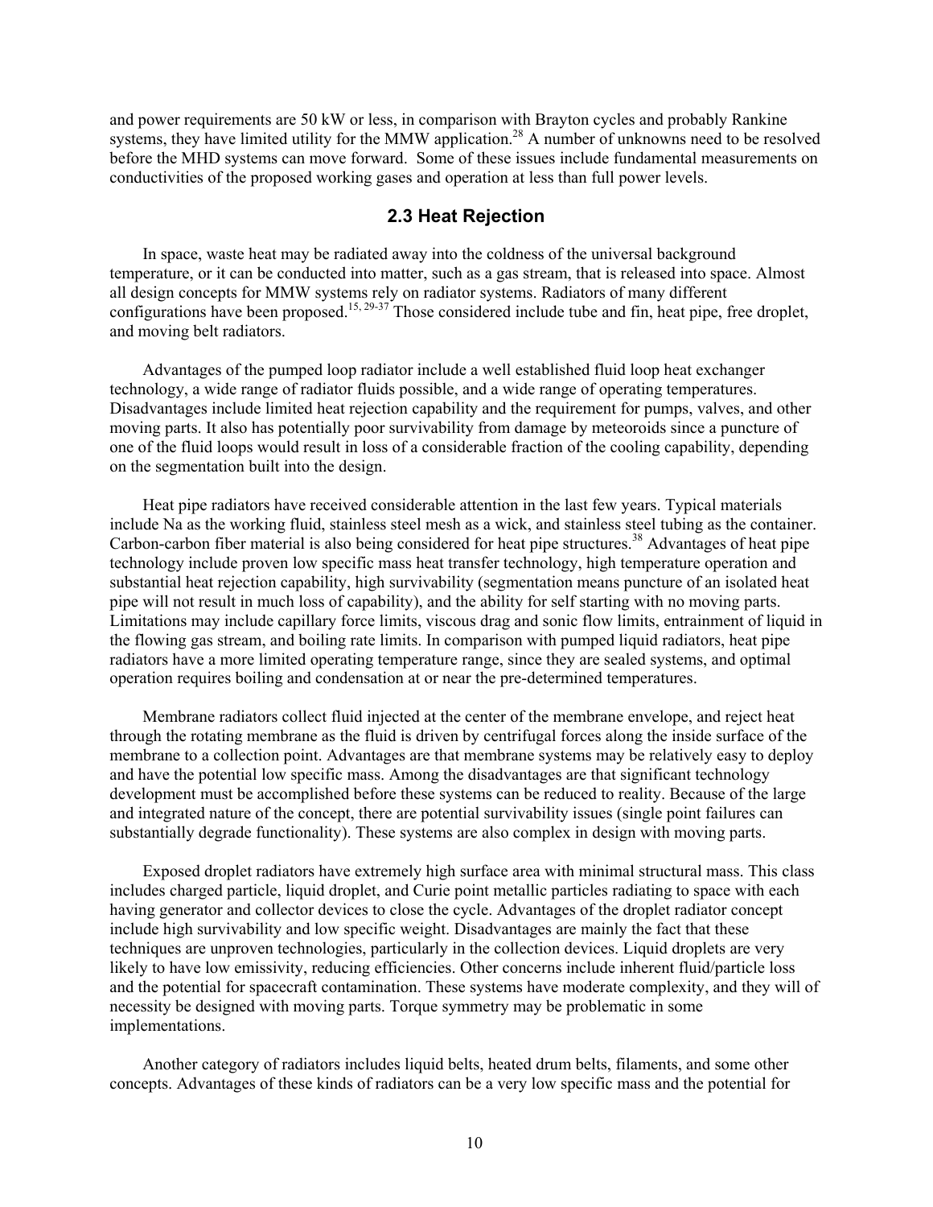and power requirements are 50 kW or less, in comparison with Brayton cycles and probably Rankine systems, they have limited utility for the MMW application.[28] A number of unknowns need to be resolved before the MHD systems can move forward. Some of these issues include fundamental measurements on conductivities of the proposed working gases and operation at less than full power levels.

## 2.3 Heat Rejection

In space, waste heat may be radiated away into the coldness of the universal background temperature, or it can be conducted into matter, such as a gas stream, that is released into space. Almost all design concepts for MMW systems rely on radiator systems. Radiators of many different configurations have been proposed.[15, 29-37] Those considered include tube and fin, heat pipe, free droplet, and moving belt radiators.

Advantages of the pumped loop radiator include a well established fluid loop heat exchanger technology, a wide range of radiator fluids possible, and a wide range of operating temperatures. Disadvantages include limited heat rejection capability and the requirement for pumps, valves, and other moving parts. It also has potentially poor survivability from damage by meteoroids since a puncture of one of the fluid loops would result in loss of a considerable fraction of the cooling capability, depending on the segmentation built into the design.

Heat pipe radiators have received considerable attention in the last few years. Typical materials include Na as the working fluid, stainless steel mesh as a wick, and stainless steel tubing as the container. Carbon-carbon fiber material is also being considered for heat pipe structures.[38] Advantages of heat pipe technology include proven low specific mass heat transfer technology, high temperature operation and substantial heat rejection capability, high survivability (segmentation means puncture of an isolated heat pipe will not result in much loss of capability), and the ability for self starting with no moving parts. Limitations may include capillary force limits, viscous drag and sonic flow limits, entrainment of liquid in the flowing gas stream, and boiling rate limits. In comparison with pumped liquid radiators, heat pipe radiators have a more limited operating temperature range, since they are sealed systems, and optimal operation requires boiling and condensation at or near the pre-determined temperatures.

Membrane radiators collect fluid injected at the center of the membrane envelope, and reject heat through the rotating membrane as the fluid is driven by centrifugal forces along the inside surface of the membrane to a collection point. Advantages are that membrane systems may be relatively easy to deploy and have the potential low specific mass. Among the disadvantages are that significant technology development must be accomplished before these systems can be reduced to reality. Because of the large and integrated nature of the concept, there are potential survivability issues (single point failures can substantially degrade functionality). These systems are also complex in design with moving parts.

Exposed droplet radiators have extremely high surface area with minimal structural mass. This class includes charged particle, liquid droplet, and Curie point metallic particles radiating to space with each having generator and collector devices to close the cycle. Advantages of the droplet radiator concept include high survivability and low specific weight. Disadvantages are mainly the fact that these techniques are unproven technologies, particularly in the collection devices. Liquid droplets are very likely to have low emissivity, reducing efficiencies. Other concerns include inherent fluid/particle loss and the potential for spacecraft contamination. These systems have moderate complexity, and they will of necessity be designed with moving parts. Torque symmetry may be problematic in some implementations.

Another category of radiators includes liquid belts, heated drum belts, filaments, and some other concepts. Advantages of these kinds of radiators can be a very low specific mass and the potential for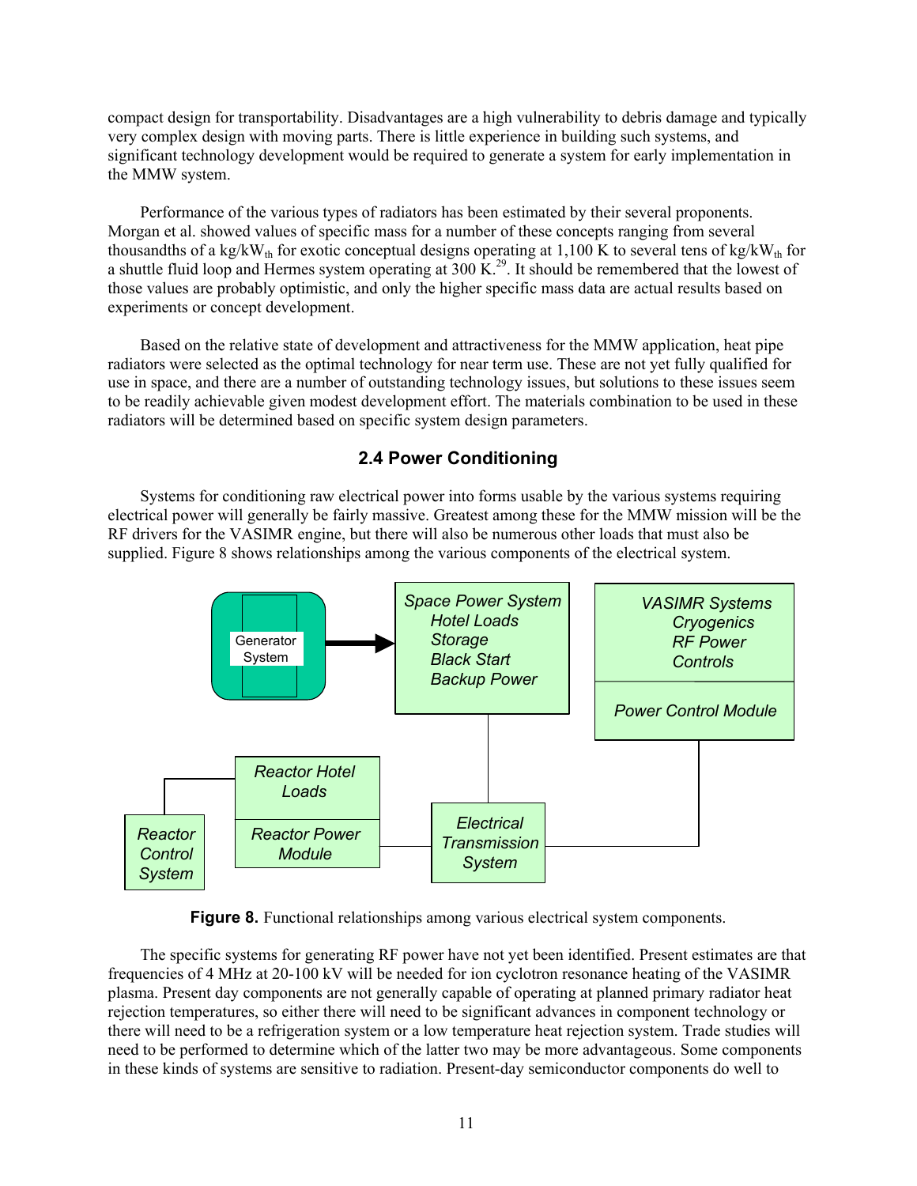compact design for transportability. Disadvantages are a high vulnerability to debris damage and typically very complex design with moving parts. There is little experience in building such systems, and significant technology development would be required to generate a system for early implementation in the MMW system.

Performance of the various types of radiators has been estimated by their several proponents. Morgan et al. showed values of specific mass for a number of these concepts ranging from several thousandths of a $kg/kW_{th}$ for exotic conceptual designs operating at 1,100 K to several tens of $kg/kW_{th}$ for a shuttle fluid loop and Hermes system operating at 300 K.[29]. It should be remembered that the lowest of those values are probably optimistic, and only the higher specific mass data are actual results based on experiments or concept development.

Based on the relative state of development and attractiveness for the MMW application, heat pipe radiators were selected as the optimal technology for near term use. These are not yet fully qualified for use in space, and there are a number of outstanding technology issues, but solutions to these issues seem to be readily achievable given modest development effort. The materials combination to be used in these radiators will be determined based on specific system design parameters.

## 2.4 Power Conditioning

Systems for conditioning raw electrical power into forms usable by the various systems requiring electrical power will generally be fairly massive. Greatest among these for the MMW mission will be the RF drivers for the VASIMR engine, but there will also be numerous other loads that must also be supplied. Figure 8 shows relationships among the various components of the electrical system.

**Figure 8.** Functional relationships among various electrical system components.

The specific systems for generating RF power have not yet been identified. Present estimates are that frequencies of 4 MHz at 20-100 kV will be needed for ion cyclotron resonance heating of the VASIMR plasma. Present day components are not generally capable of operating at planned primary radiator heat rejection temperatures, so either there will need to be significant advances in component technology or there will need to be a refrigeration system or a low temperature heat rejection system. Trade studies will need to be performed to determine which of the latter two may be more advantageous. Some components in these kinds of systems are sensitive to radiation. Present-day semiconductor components do well to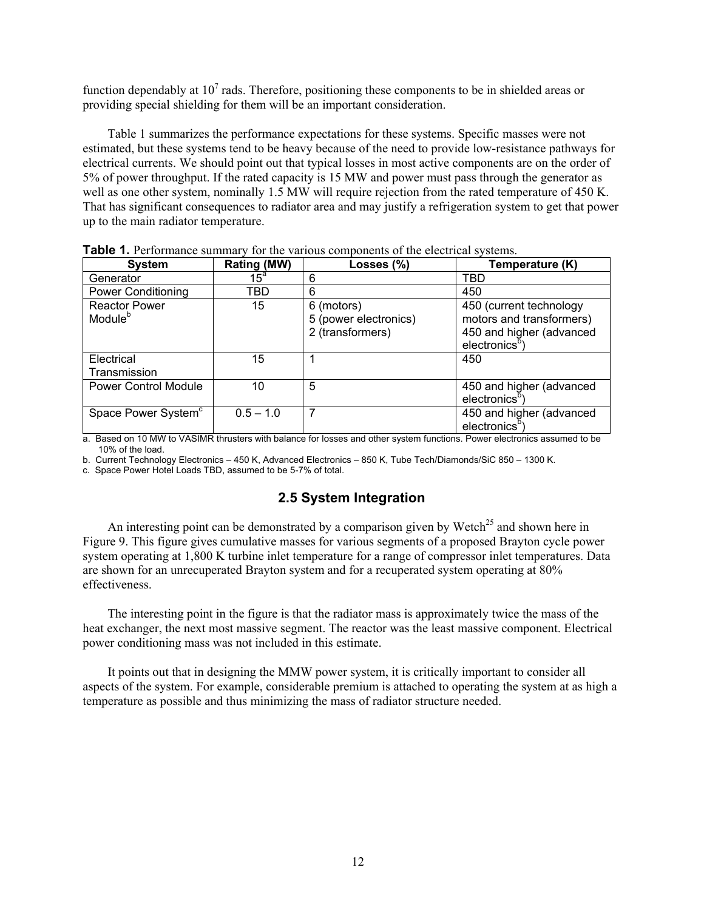function dependably at $10^7$ rads. Therefore, positioning these components to be in shielded areas or providing special shielding for them will be an important consideration.

Table 1 summarizes the performance expectations for these systems. Specific masses were not estimated, but these systems tend to be heavy because of the need to provide low-resistance pathways for electrical currents. We should point out that typical losses in most active components are on the order of 5% of power throughput. If the rated capacity is 15 MW and power must pass through the generator as well as one other system, nominally 1.5 MW will require rejection from the rated temperature of 450 K. That has significant consequences to radiator area and may justify a refrigeration system to get that power up to the main radiator temperature.

**Table 1.** Performance summary for the various components of the electrical systems.

| System | Rating (MW) | Losses (%) | Temperature (K) |
|---|---|---|---|
| Generator | 15[a] | 6 | TBD |
| Power Conditioning | TBD | 6 | 450 |
| Reactor Power Module[b] | 15 | 6 (motors)<br>5 (power electronics)<br>2 (transformers) | 450 (current technology motors and transformers)<br>450 and higher (advanced electronics[b]) |
| Electrical Transmission | 15 | 1 | 450 |
| Power Control Module | 10 | 5 | 450 and higher (advanced electronics[b]) |
| Space Power System[c] | 0.5 – 1.0 | 7 | 450 and higher (advanced electronics[b]) |

a. Based on 10 MW to VASIMR thrusters with balance for losses and other system functions. Power electronics assumed to be 10% of the load.

b. Current Technology Electronics – 450 K, Advanced Electronics – 850 K, Tube Tech/Diamonds/SiC 850 – 1300 K.

c. Space Power Hotel Loads TBD, assumed to be 5-7% of total.

## 2.5 System Integration

An interesting point can be demonstrated by a comparison given by Wetch[25] and shown here in Figure 9. This figure gives cumulative masses for various segments of a proposed Brayton cycle power system operating at 1,800 K turbine inlet temperature for a range of compressor inlet temperatures. Data are shown for an unrecuperated Brayton system and for a recuperated system operating at 80% effectiveness.

The interesting point in the figure is that the radiator mass is approximately twice the mass of the heat exchanger, the next most massive segment. The reactor was the least massive component. Electrical power conditioning mass was not included in this estimate.

It points out that in designing the MMW power system, it is critically important to consider all aspects of the system. For example, considerable premium is attached to operating the system at as high a temperature as possible and thus minimizing the mass of radiator structure needed.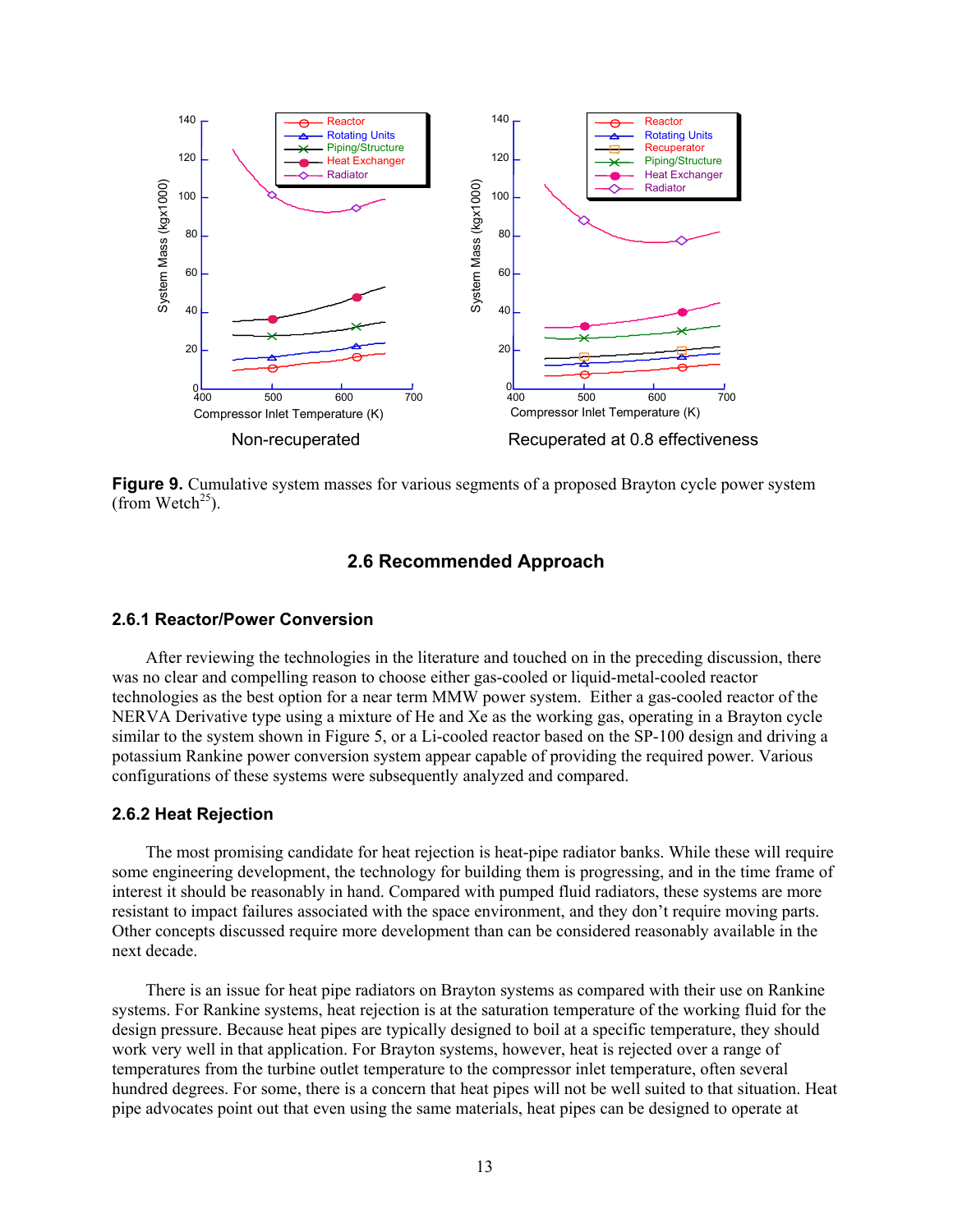**Figure 9.** Cumulative system masses for various segments of a proposed Brayton cycle power system (from Wetch[25]).

### 2.6 Recommended Approach

#### 2.6.1 Reactor/Power Conversion

After reviewing the technologies in the literature and touched on in the preceding discussion, there was no clear and compelling reason to choose either gas-cooled or liquid-metal-cooled reactor technologies as the best option for a near term MMW power system. Either a gas-cooled reactor of the NERVA Derivative type using a mixture of He and Xe as the working gas, operating in a Brayton cycle similar to the system shown in Figure 5, or a Li-cooled reactor based on the SP-100 design and driving a potassium Rankine power conversion system appear capable of providing the required power. Various configurations of these systems were subsequently analyzed and compared.

#### 2.6.2 Heat Rejection

The most promising candidate for heat rejection is heat-pipe radiator banks. While these will require some engineering development, the technology for building them is progressing, and in the time frame of interest it should be reasonably in hand. Compared with pumped fluid radiators, these systems are more resistant to impact failures associated with the space environment, and they don't require moving parts. Other concepts discussed require more development than can be considered reasonably available in the next decade.

There is an issue for heat pipe radiators on Brayton systems as compared with their use on Rankine systems. For Rankine systems, heat rejection is at the saturation temperature of the working fluid for the design pressure. Because heat pipes are typically designed to boil at a specific temperature, they should work very well in that application. For Brayton systems, however, heat is rejected over a range of temperatures from the turbine outlet temperature to the compressor inlet temperature, often several hundred degrees. For some, there is a concern that heat pipes will not be well suited to that situation. Heat pipe advocates point out that even using the same materials, heat pipes can be designed to operate at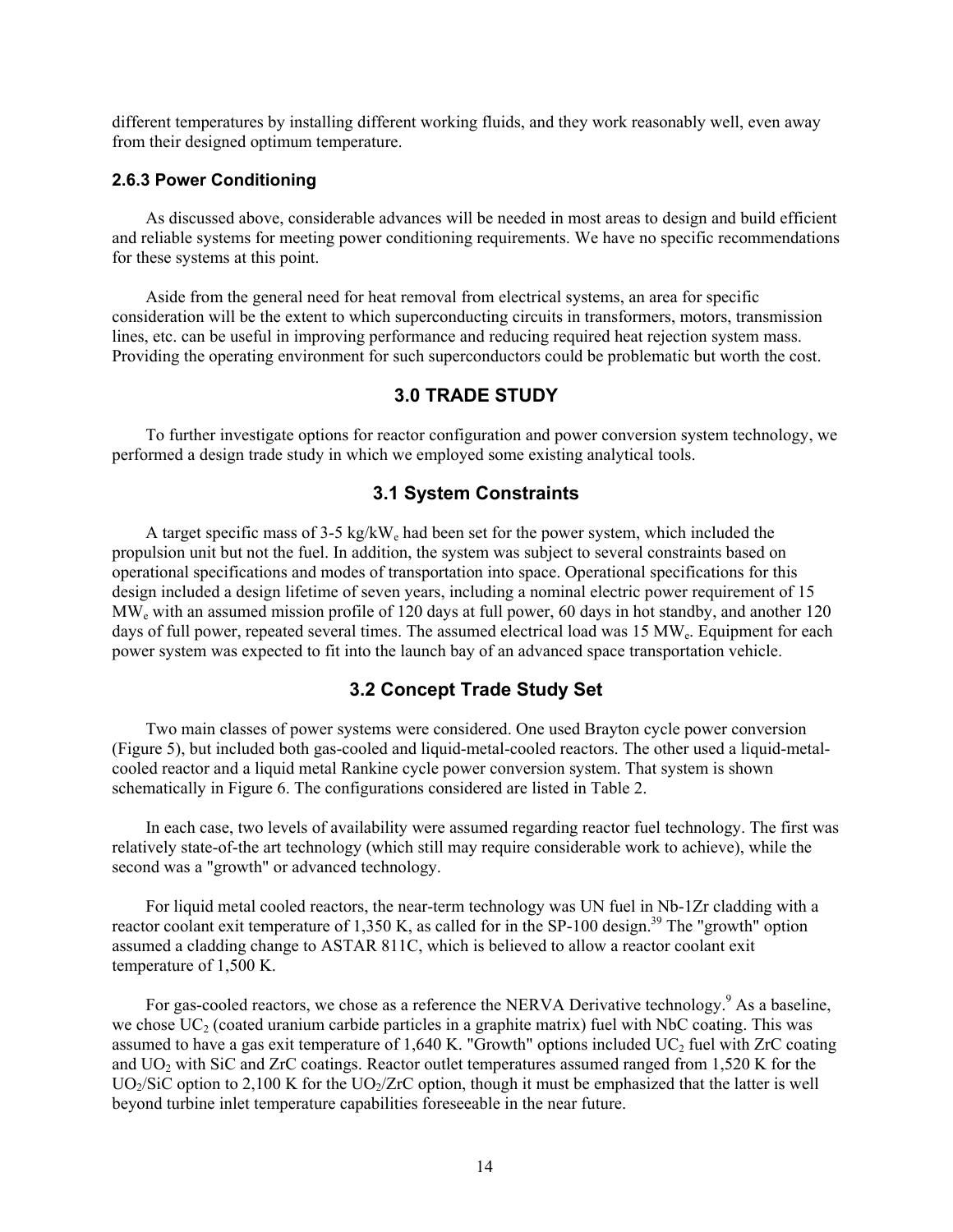different temperatures by installing different working fluids, and they work reasonably well, even away from their designed optimum temperature.

### 2.6.3 Power Conditioning

As discussed above, considerable advances will be needed in most areas to design and build efficient and reliable systems for meeting power conditioning requirements. We have no specific recommendations for these systems at this point.

Aside from the general need for heat removal from electrical systems, an area for specific consideration will be the extent to which superconducting circuits in transformers, motors, transmission lines, etc. can be useful in improving performance and reducing required heat rejection system mass. Providing the operating environment for such superconductors could be problematic but worth the cost.

## 3.0 TRADE STUDY

To further investigate options for reactor configuration and power conversion system technology, we performed a design trade study in which we employed some existing analytical tools.

## 3.1 System Constraints

A target specific mass of 3-5 kg/kW$_e$ had been set for the power system, which included the propulsion unit but not the fuel. In addition, the system was subject to several constraints based on operational specifications and modes of transportation into space. Operational specifications for this design included a design lifetime of seven years, including a nominal electric power requirement of 15 MW$_e$ with an assumed mission profile of 120 days at full power, 60 days in hot standby, and another 120 days of full power, repeated several times. The assumed electrical load was 15 MW$_e$. Equipment for each power system was expected to fit into the launch bay of an advanced space transportation vehicle.

## 3.2 Concept Trade Study Set

Two main classes of power systems were considered. One used Brayton cycle power conversion (Figure 5), but included both gas-cooled and liquid-metal-cooled reactors. The other used a liquid-metal-cooled reactor and a liquid metal Rankine cycle power conversion system. That system is shown schematically in Figure 6. The configurations considered are listed in Table 2.

In each case, two levels of availability were assumed regarding reactor fuel technology. The first was relatively state-of-the art technology (which still may require considerable work to achieve), while the second was a "growth" or advanced technology.

For liquid metal cooled reactors, the near-term technology was UN fuel in Nb-1Zr cladding with a reactor coolant exit temperature of 1,350 K, as called for in the SP-100 design.[39] The "growth" option assumed a cladding change to ASTAR 811C, which is believed to allow a reactor coolant exit temperature of 1,500 K.

For gas-cooled reactors, we chose as a reference the NERVA Derivative technology.[9] As a baseline, we chose $UC_2$ (coated uranium carbide particles in a graphite matrix) fuel with NbC coating. This was assumed to have a gas exit temperature of 1,640 K. "Growth" options included $UC_2$ fuel with ZrC coating and $UO_2$ with SiC and ZrC coatings. Reactor outlet temperatures assumed ranged from 1,520 K for the $UO_2$/SiC option to 2,100 K for the $UO_2$/ZrC option, though it must be emphasized that the latter is well beyond turbine inlet temperature capabilities foreseeable in the near future.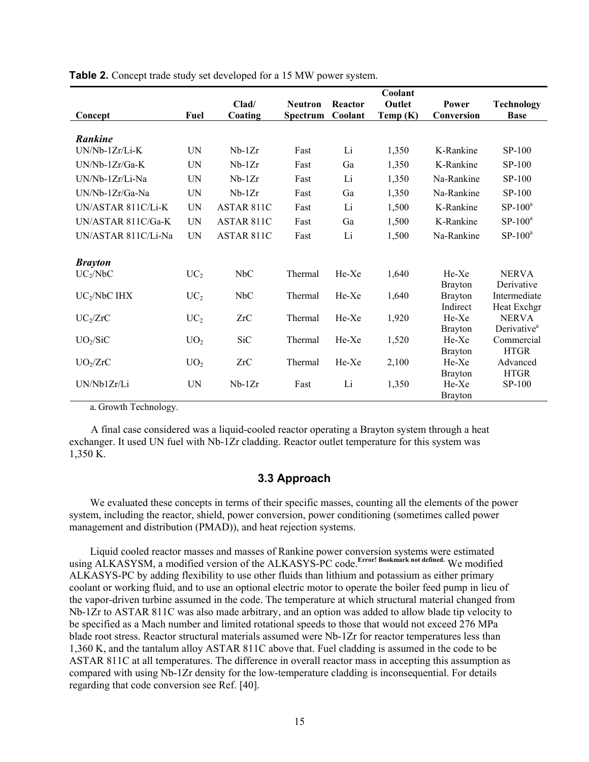**Table 2.** Concept trade study set developed for a 15 MW power system.

| Concept | Fuel | Clad/ Coating | Neutron Spectrum | Reactor Coolant | Coolant Outlet Temp (K) | Power Conversion | Technology Base |
|---|---|---|---|---|---|---|---|
| ***Rankine*** | | | | | | | |
| UN/Nb-1Zr/Li-K | UN | Nb-1Zr | Fast | Li | 1,350 | K-Rankine | SP-100 |
| UN/Nb-1Zr/Ga-K | UN | Nb-1Zr | Fast | Ga | 1,350 | K-Rankine | SP-100 |
| UN/Nb-1Zr/Li-Na | UN | Nb-1Zr | Fast | Li | 1,350 | Na-Rankine | SP-100 |
| UN/Nb-1Zr/Ga-Na | UN | Nb-1Zr | Fast | Ga | 1,350 | Na-Rankine | SP-100 |
| UN/ASTAR 811C/Li-K | UN | ASTAR 811C | Fast | Li | 1,500 | K-Rankine | SP-100[a] |
| UN/ASTAR 811C/Ga-K | UN | ASTAR 811C | Fast | Ga | 1,500 | K-Rankine | SP-100[a] |
| UN/ASTAR 811C/Li-Na | UN | ASTAR 811C | Fast | Li | 1,500 | Na-Rankine | SP-100[a] |
| ***Brayton*** | | | | | | | |
| $UC_2$/NbC | $UC_2$ | NbC | Thermal | He-Xe | 1,640 | He-Xe Brayton | NERVA Derivative |
| $UC_2$/NbC IHX | $UC_2$ | NbC | Thermal | He-Xe | 1,640 | Brayton Indirect | Intermediate Heat Exchgr |
| $UC_2$/ZrC | $UC_2$ | ZrC | Thermal | He-Xe | 1,920 | He-Xe Brayton | NERVA Derivative[a] |
| $UO_2$/SiC | $UO_2$ | SiC | Thermal | He-Xe | 1,520 | He-Xe Brayton | Commercial HTGR |
| $UO_2$/ZrC | $UO_2$ | ZrC | Thermal | He-Xe | 2,100 | He-Xe Brayton | Advanced HTGR |
| UN/Nb1Zr/Li | UN | Nb-1Zr | Fast | Li | 1,350 | He-Xe Brayton | SP-100 |

a. Growth Technology.

A final case considered was a liquid-cooled reactor operating a Brayton system through a heat exchanger. It used UN fuel with Nb-1Zr cladding. Reactor outlet temperature for this system was 1,350 K.

### 3.3 Approach

We evaluated these concepts in terms of their specific masses, counting all the elements of the power system, including the reactor, shield, power conversion, power conditioning (sometimes called power management and distribution (PMAD)), and heat rejection systems.

Liquid cooled reactor masses and masses of Rankine power conversion systems were estimated using ALKASYSM, a modified version of the ALKASYS-PC code.[Error! Bookmark not defined.] We modified ALKASYS-PC by adding flexibility to use other fluids than lithium and potassium as either primary coolant or working fluid, and to use an optional electric motor to operate the boiler feed pump in lieu of the vapor-driven turbine assumed in the code. The temperature at which structural material changed from Nb-1Zr to ASTAR 811C was also made arbitrary, and an option was added to allow blade tip velocity to be specified as a Mach number and limited rotational speeds to those that would not exceed 276 MPa blade root stress. Reactor structural materials assumed were Nb-1Zr for reactor temperatures less than 1,360 K, and the tantalum alloy ASTAR 811C above that. Fuel cladding is assumed in the code to be ASTAR 811C at all temperatures. The difference in overall reactor mass in accepting this assumption as compared with using Nb-1Zr density for the low-temperature cladding is inconsequential. For details regarding that code conversion see Ref. [40].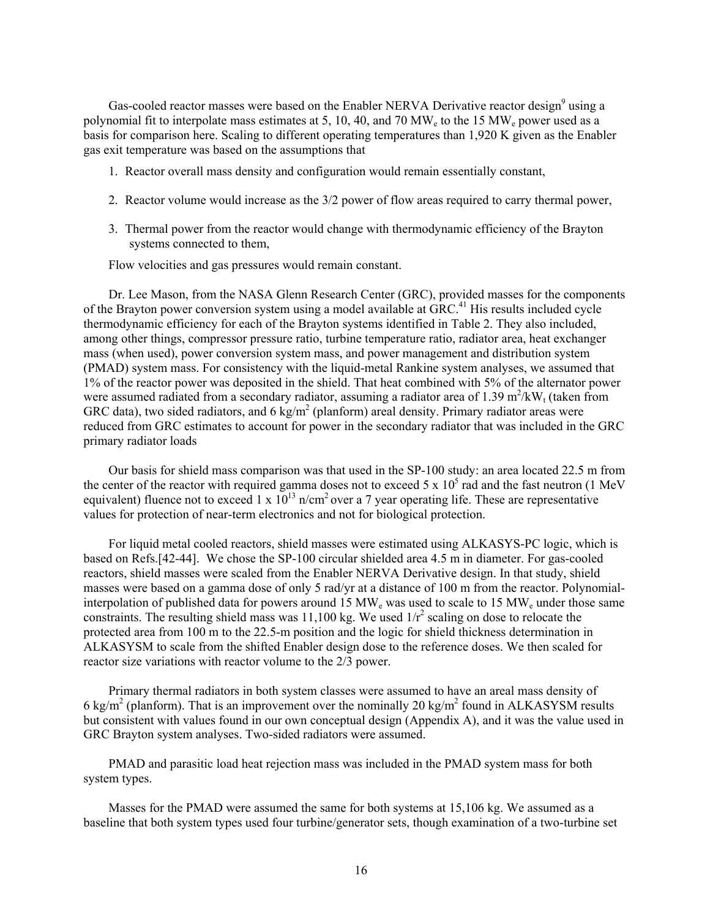Gas-cooled reactor masses were based on the Enabler NERVA Derivative reactor design[9] using a polynomial fit to interpolate mass estimates at 5, 10, 40, and 70 $MW_e$ to the 15 $MW_e$ power used as a basis for comparison here. Scaling to different operating temperatures than 1,920 K given as the Enabler gas exit temperature was based on the assumptions that

1. Reactor overall mass density and configuration would remain essentially constant,

2. Reactor volume would increase as the 3/2 power of flow areas required to carry thermal power,

3. Thermal power from the reactor would change with thermodynamic efficiency of the Brayton systems connected to them,

Flow velocities and gas pressures would remain constant.

Dr. Lee Mason, from the NASA Glenn Research Center (GRC), provided masses for the components of the Brayton power conversion system using a model available at GRC.[41] His results included cycle thermodynamic efficiency for each of the Brayton systems identified in Table 2. They also included, among other things, compressor pressure ratio, turbine temperature ratio, radiator area, heat exchanger mass (when used), power conversion system mass, and power management and distribution system (PMAD) system mass. For consistency with the liquid-metal Rankine system analyses, we assumed that 1% of the reactor power was deposited in the shield. That heat combined with 5% of the alternator power were assumed radiated from a secondary radiator, assuming a radiator area of 1.39 $m^2/kW_t$ (taken from GRC data), two sided radiators, and 6 $kg/m^2$ (planform) areal density. Primary radiator areas were reduced from GRC estimates to account for power in the secondary radiator that was included in the GRC primary radiator loads

Our basis for shield mass comparison was that used in the SP-100 study: an area located 22.5 m from the center of the reactor with required gamma doses not to exceed $5 \times 10^5$ rad and the fast neutron (1 MeV equivalent) fluence not to exceed $1 \times 10^{13}$ $n/cm^2$ over a 7 year operating life. These are representative values for protection of near-term electronics and not for biological protection.

For liquid metal cooled reactors, shield masses were estimated using ALKASYS-PC logic, which is based on Refs.[42-44]. We chose the SP-100 circular shielded area 4.5 m in diameter. For gas-cooled reactors, shield masses were scaled from the Enabler NERVA Derivative design. In that study, shield masses were based on a gamma dose of only 5 rad/yr at a distance of 100 m from the reactor. Polynomial-interpolation of published data for powers around 15 $MW_e$ was used to scale to 15 $MW_e$ under those same constraints. The resulting shield mass was 11,100 kg. We used $1/r^2$ scaling on dose to relocate the protected area from 100 m to the 22.5-m position and the logic for shield thickness determination in ALKASYSM to scale from the shifted Enabler design dose to the reference doses. We then scaled for reactor size variations with reactor volume to the 2/3 power.

Primary thermal radiators in both system classes were assumed to have an areal mass density of 6 $kg/m^2$ (planform). That is an improvement over the nominally 20 $kg/m^2$ found in ALKASYSM results but consistent with values found in our own conceptual design (Appendix A), and it was the value used in GRC Brayton system analyses. Two-sided radiators were assumed.

PMAD and parasitic load heat rejection mass was included in the PMAD system mass for both system types.

Masses for the PMAD were assumed the same for both systems at 15,106 kg. We assumed as a baseline that both system types used four turbine/generator sets, though examination of a two-turbine set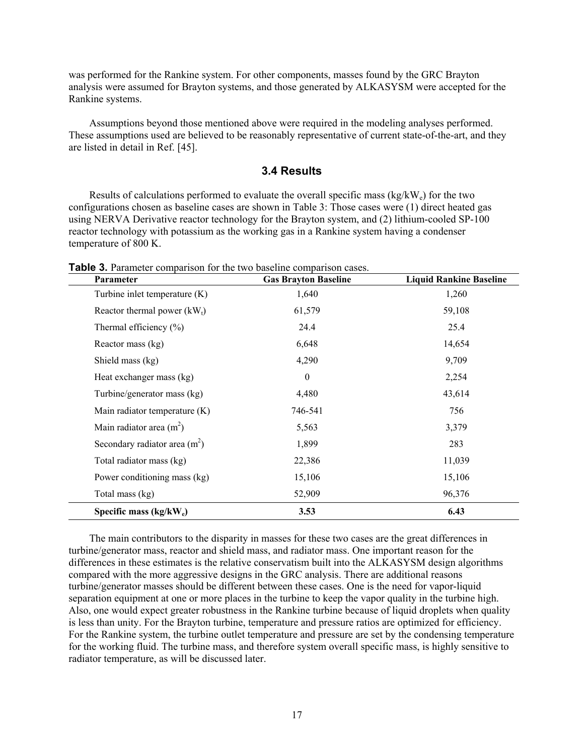was performed for the Rankine system. For other components, masses found by the GRC Brayton analysis were assumed for Brayton systems, and those generated by ALKASYSM were accepted for the Rankine systems.

Assumptions beyond those mentioned above were required in the modeling analyses performed. These assumptions used are believed to be reasonably representative of current state-of-the-art, and they are listed in detail in Ref. [45].

### 3.4 Results

Results of calculations performed to evaluate the overall specific mass ($kg/kW_e$) for the two configurations chosen as baseline cases are shown in Table 3: Those cases were (1) direct heated gas using NERVA Derivative reactor technology for the Brayton system, and (2) lithium-cooled SP-100 reactor technology with potassium as the working gas in a Rankine system having a condenser temperature of 800 K.

**Table 3.** Parameter comparison for the two baseline comparison cases.

| Parameter | Gas Brayton Baseline | Liquid Rankine Baseline |
|---|---|---|
| Turbine inlet temperature (K) | 1,640 | 1,260 |
| Reactor thermal power ($kW_t$) | 61,579 | 59,108 |
| Thermal efficiency (%) | 24.4 | 25.4 |
| Reactor mass (kg) | 6,648 | 14,654 |
| Shield mass (kg) | 4,290 | 9,709 |
| Heat exchanger mass (kg) | 0 | 2,254 |
| Turbine/generator mass (kg) | 4,480 | 43,614 |
| Main radiator temperature (K) | 746-541 | 756 |
| Main radiator area ($m^2$) | 5,563 | 3,379 |
| Secondary radiator area ($m^2$) | 1,899 | 283 |
| Total radiator mass (kg) | 22,386 | 11,039 |
| Power conditioning mass (kg) | 15,106 | 15,106 |
| Total mass (kg) | 52,909 | 96,376 |
| **Specific mass ($kg/kW_e$)** | **3.53** | **6.43** |

The main contributors to the disparity in masses for these two cases are the great differences in turbine/generator mass, reactor and shield mass, and radiator mass. One important reason for the differences in these estimates is the relative conservatism built into the ALKASYSM design algorithms compared with the more aggressive designs in the GRC analysis. There are additional reasons turbine/generator masses should be different between these cases. One is the need for vapor-liquid separation equipment at one or more places in the turbine to keep the vapor quality in the turbine high. Also, one would expect greater robustness in the Rankine turbine because of liquid droplets when quality is less than unity. For the Brayton turbine, temperature and pressure ratios are optimized for efficiency. For the Rankine system, the turbine outlet temperature and pressure are set by the condensing temperature for the working fluid. The turbine mass, and therefore system overall specific mass, is highly sensitive to radiator temperature, as will be discussed later.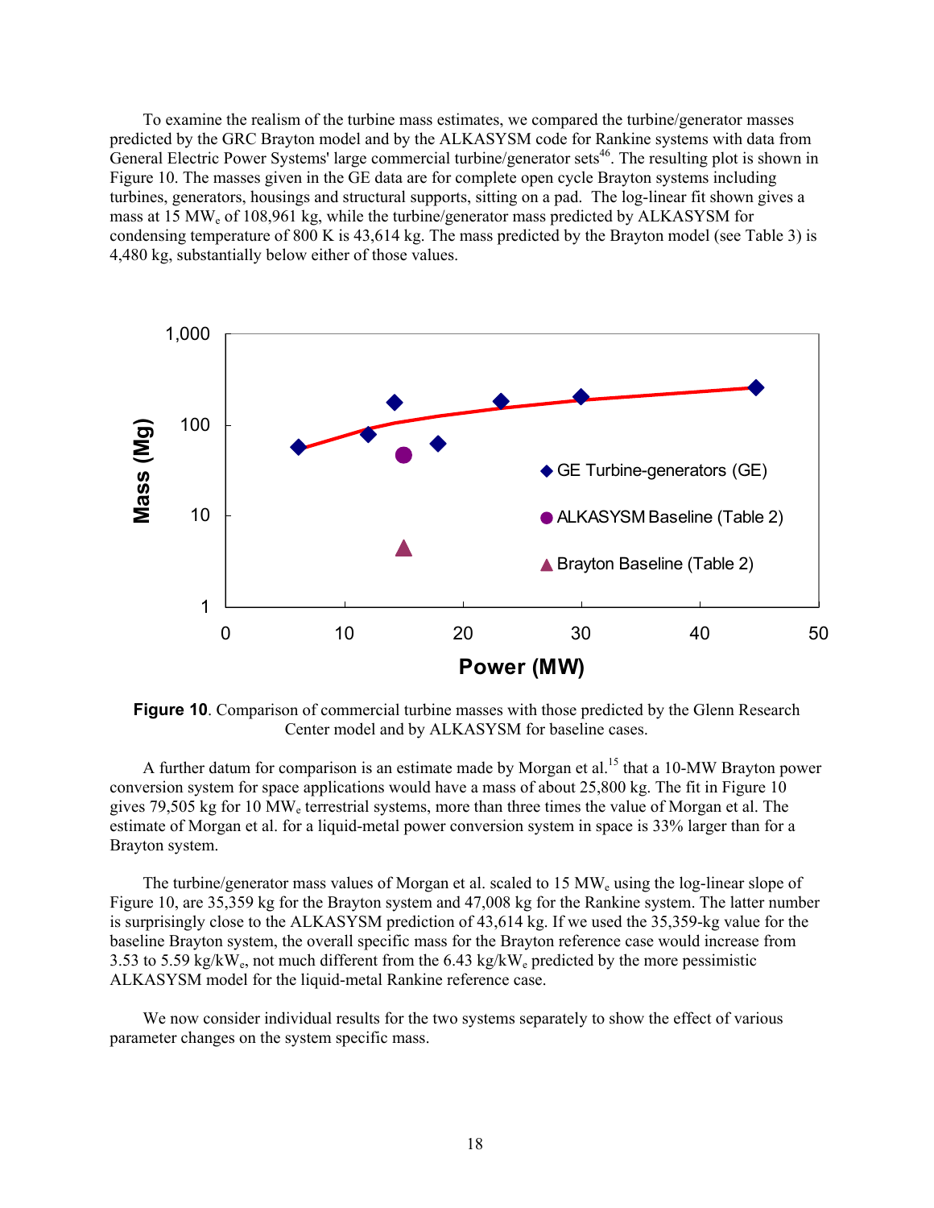To examine the realism of the turbine mass estimates, we compared the turbine/generator masses predicted by the GRC Brayton model and by the ALKASYSM code for Rankine systems with data from General Electric Power Systems' large commercial turbine/generator sets[46]. The resulting plot is shown in Figure 10. The masses given in the GE data are for complete open cycle Brayton systems including turbines, generators, housings and structural supports, sitting on a pad. The log-linear fit shown gives a mass at 15 $MW_e$ of 108,961 kg, while the turbine/generator mass predicted by ALKASYSM for condensing temperature of 800 K is 43,614 kg. The mass predicted by the Brayton model (see Table 3) is 4,480 kg, substantially below either of those values.

**Figure 10**. Comparison of commercial turbine masses with those predicted by the Glenn Research Center model and by ALKASYSM for baseline cases.

A further datum for comparison is an estimate made by Morgan et al.[15] that a 10-MW Brayton power conversion system for space applications would have a mass of about 25,800 kg. The fit in Figure 10 gives 79,505 kg for 10 $MW_e$ terrestrial systems, more than three times the value of Morgan et al. The estimate of Morgan et al. for a liquid-metal power conversion system in space is 33% larger than for a Brayton system.

The turbine/generator mass values of Morgan et al. scaled to 15 $MW_e$ using the log-linear slope of Figure 10, are 35,359 kg for the Brayton system and 47,008 kg for the Rankine system. The latter number is surprisingly close to the ALKASYSM prediction of 43,614 kg. If we used the 35,359-kg value for the baseline Brayton system, the overall specific mass for the Brayton reference case would increase from 3.53 to 5.59 $kg/kW_e$, not much different from the 6.43 $kg/kW_e$ predicted by the more pessimistic ALKASYSM model for the liquid-metal Rankine reference case.

We now consider individual results for the two systems separately to show the effect of various parameter changes on the system specific mass.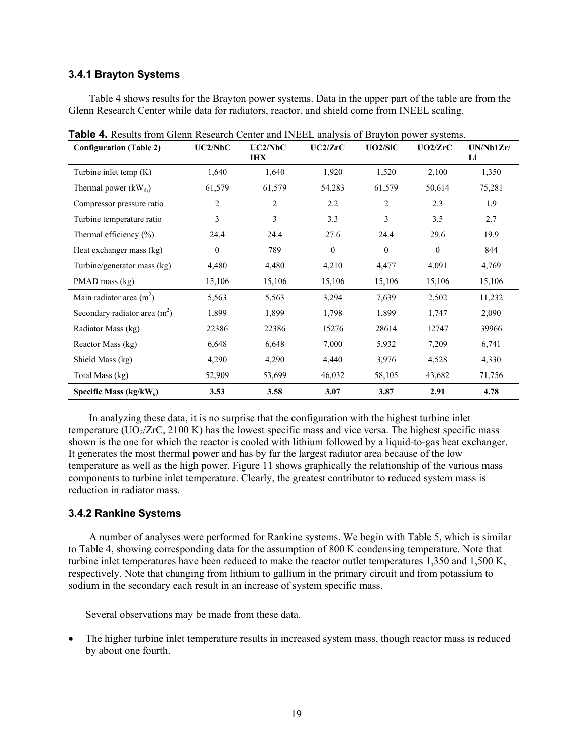### 3.4.1 Brayton Systems

Table 4 shows results for the Brayton power systems. Data in the upper part of the table are from the Glenn Research Center while data for radiators, reactor, and shield come from INEEL scaling.

**Table 4.** Results from Glenn Research Center and INEEL analysis of Brayton power systems.

| Configuration (Table 2) | UC2/NbC | UC2/NbC IHX | UC2/ZrC | UO2/SiC | UO2/ZrC | UN/Nb1Zr/Li |
|---|---|---|---|---|---|---|
| Turbine inlet temp (K) | 1,640 | 1,640 | 1,920 | 1,520 | 2,100 | 1,350 |
| Thermal power ($kW_{th}$) | 61,579 | 61,579 | 54,283 | 61,579 | 50,614 | 75,281 |
| Compressor pressure ratio | 2 | 2 | 2.2 | 2 | 2.3 | 1.9 |
| Turbine temperature ratio | 3 | 3 | 3.3 | 3 | 3.5 | 2.7 |
| Thermal efficiency (%) | 24.4 | 24.4 | 27.6 | 24.4 | 29.6 | 19.9 |
| Heat exchanger mass (kg) | 0 | 789 | 0 | 0 | 0 | 844 |
| Turbine/generator mass (kg) | 4,480 | 4,480 | 4,210 | 4,477 | 4,091 | 4,769 |
| PMAD mass (kg) | 15,106 | 15,106 | 15,106 | 15,106 | 15,106 | 15,106 |
| Main radiator area ($m^2$) | 5,563 | 5,563 | 3,294 | 7,639 | 2,502 | 11,232 |
| Secondary radiator area ($m^2$) | 1,899 | 1,899 | 1,798 | 1,899 | 1,747 | 2,090 |
| Radiator Mass (kg) | 22386 | 22386 | 15276 | 28614 | 12747 | 39966 |
| Reactor Mass (kg) | 6,648 | 6,648 | 7,000 | 5,932 | 7,209 | 6,741 |
| Shield Mass (kg) | 4,290 | 4,290 | 4,440 | 3,976 | 4,528 | 4,330 |
| Total Mass (kg) | 52,909 | 53,699 | 46,032 | 58,105 | 43,682 | 71,756 |
| **Specific Mass ($kg/kW_e$)** | **3.53** | **3.58** | **3.07** | **3.87** | **2.91** | **4.78** |

In analyzing these data, it is no surprise that the configuration with the highest turbine inlet temperature ($UO_2$/ZrC, 2100 K) has the lowest specific mass and vice versa. The highest specific mass shown is the one for which the reactor is cooled with lithium followed by a liquid-to-gas heat exchanger. It generates the most thermal power and has by far the largest radiator area because of the low temperature as well as the high power. Figure 11 shows graphically the relationship of the various mass components to turbine inlet temperature. Clearly, the greatest contributor to reduced system mass is reduction in radiator mass.

### 3.4.2 Rankine Systems

A number of analyses were performed for Rankine systems. We begin with Table 5, which is similar to Table 4, showing corresponding data for the assumption of 800 K condensing temperature. Note that turbine inlet temperatures have been reduced to make the reactor outlet temperatures 1,350 and 1,500 K, respectively. Note that changing from lithium to gallium in the primary circuit and from potassium to sodium in the secondary each result in an increase of system specific mass.

Several observations may be made from these data.

- The higher turbine inlet temperature results in increased system mass, though reactor mass is reduced by about one fourth.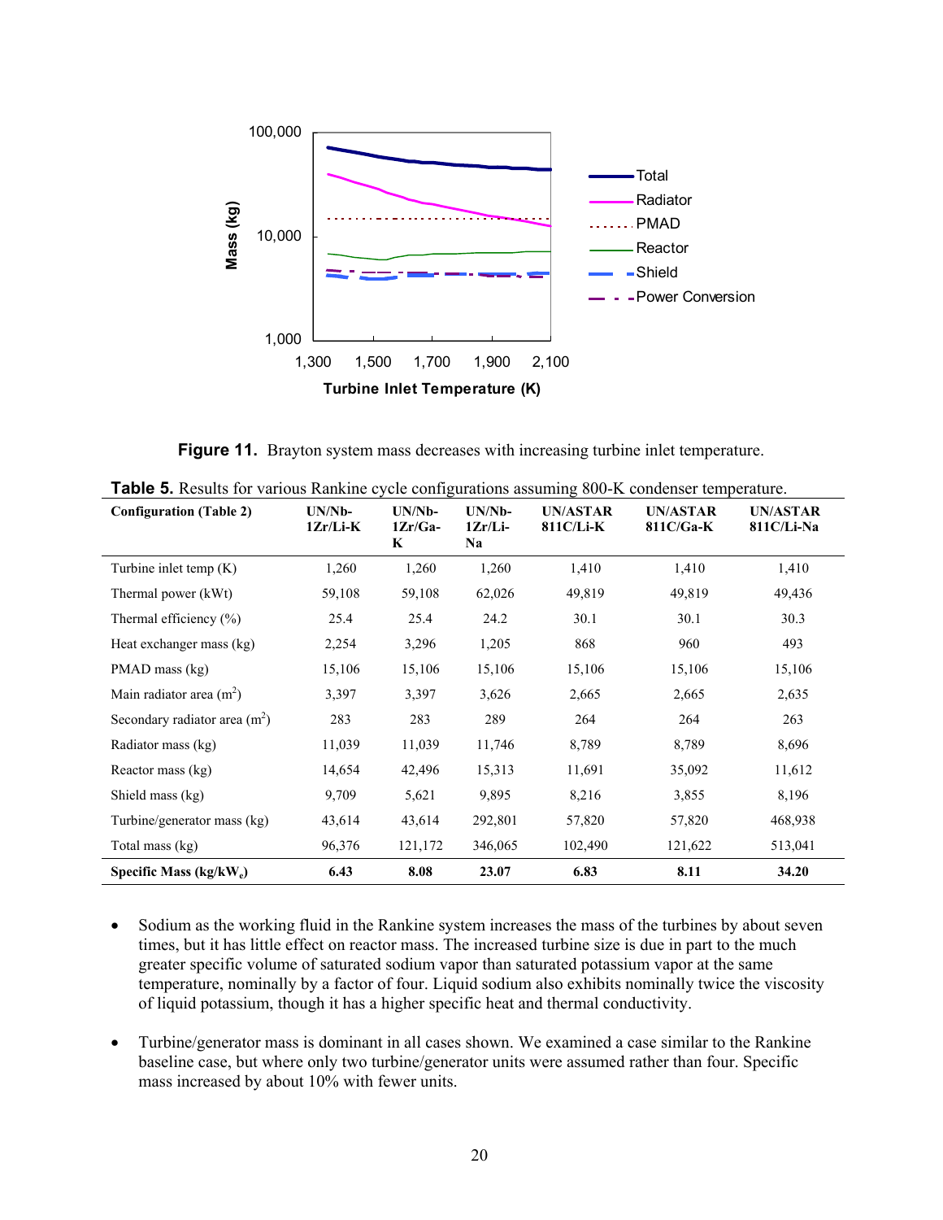**Figure 11.** Brayton system mass decreases with increasing turbine inlet temperature.

**Table 5.** Results for various Rankine cycle configurations assuming 800-K condenser temperature.

| Configuration (Table 2) | UN/Nb-1Zr/Li-K | UN/Nb-1Zr/Ga-K | UN/Nb-1Zr/Li-Na | UN/ASTAR 811C/Li-K | UN/ASTAR 811C/Ga-K | UN/ASTAR 811C/Li-Na |
|---|---|---|---|---|---|---|
| Turbine inlet temp (K) | 1,260 | 1,260 | 1,260 | 1,410 | 1,410 | 1,410 |
| Thermal power (kWt) | 59,108 | 59,108 | 62,026 | 49,819 | 49,819 | 49,436 |
| Thermal efficiency (%) | 25.4 | 25.4 | 24.2 | 30.1 | 30.1 | 30.3 |
| Heat exchanger mass (kg) | 2,254 | 3,296 | 1,205 | 868 | 960 | 493 |
| PMAD mass (kg) | 15,106 | 15,106 | 15,106 | 15,106 | 15,106 | 15,106 |
| Main radiator area ($m^2$) | 3,397 | 3,397 | 3,626 | 2,665 | 2,665 | 2,635 |
| Secondary radiator area ($m^2$) | 283 | 283 | 289 | 264 | 264 | 263 |
| Radiator mass (kg) | 11,039 | 11,039 | 11,746 | 8,789 | 8,789 | 8,696 |
| Reactor mass (kg) | 14,654 | 42,496 | 15,313 | 11,691 | 35,092 | 11,612 |
| Shield mass (kg) | 9,709 | 5,621 | 9,895 | 8,216 | 3,855 | 8,196 |
| Turbine/generator mass (kg) | 43,614 | 43,614 | 292,801 | 57,820 | 57,820 | 468,938 |
| Total mass (kg) | 96,376 | 121,172 | 346,065 | 102,490 | 121,622 | 513,041 |
| **Specific Mass ($kg/kW_e$)** | **6.43** | **8.08** | **23.07** | **6.83** | **8.11** | **34.20** |

- Sodium as the working fluid in the Rankine system increases the mass of the turbines by about seven times, but it has little effect on reactor mass. The increased turbine size is due in part to the much greater specific volume of saturated sodium vapor than saturated potassium vapor at the same temperature, nominally by a factor of four. Liquid sodium also exhibits nominally twice the viscosity of liquid potassium, though it has a higher specific heat and thermal conductivity.

- Turbine/generator mass is dominant in all cases shown. We examined a case similar to the Rankine baseline case, but where only two turbine/generator units were assumed rather than four. Specific mass increased by about 10% with fewer units.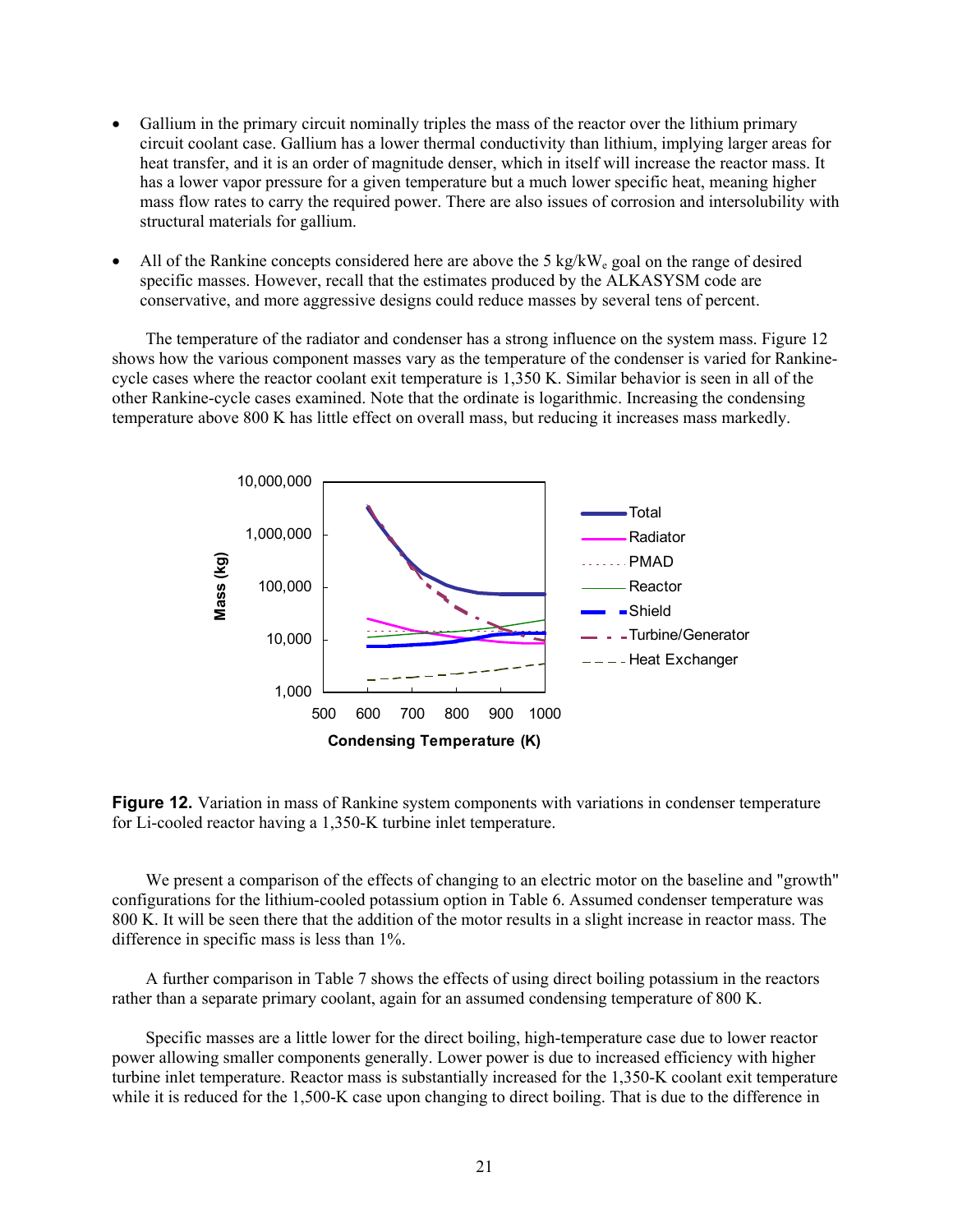- Gallium in the primary circuit nominally triples the mass of the reactor over the lithium primary circuit coolant case. Gallium has a lower thermal conductivity than lithium, implying larger areas for heat transfer, and it is an order of magnitude denser, which in itself will increase the reactor mass. It has a lower vapor pressure for a given temperature but a much lower specific heat, meaning higher mass flow rates to carry the required power. There are also issues of corrosion and intersolubility with structural materials for gallium.

- All of the Rankine concepts considered here are above the 5 $kg/kW_e$ goal on the range of desired specific masses. However, recall that the estimates produced by the ALKASYSM code are conservative, and more aggressive designs could reduce masses by several tens of percent.

The temperature of the radiator and condenser has a strong influence on the system mass. Figure 12 shows how the various component masses vary as the temperature of the condenser is varied for Rankine-cycle cases where the reactor coolant exit temperature is 1,350 K. Similar behavior is seen in all of the other Rankine-cycle cases examined. Note that the ordinate is logarithmic. Increasing the condensing temperature above 800 K has little effect on overall mass, but reducing it increases mass markedly.

**Figure 12.** Variation in mass of Rankine system components with variations in condenser temperature for Li-cooled reactor having a 1,350-K turbine inlet temperature.

We present a comparison of the effects of changing to an electric motor on the baseline and "growth" configurations for the lithium-cooled potassium option in Table 6. Assumed condenser temperature was 800 K. It will be seen there that the addition of the motor results in a slight increase in reactor mass. The difference in specific mass is less than 1%.

A further comparison in Table 7 shows the effects of using direct boiling potassium in the reactors rather than a separate primary coolant, again for an assumed condensing temperature of 800 K.

Specific masses are a little lower for the direct boiling, high-temperature case due to lower reactor power allowing smaller components generally. Lower power is due to increased efficiency with higher turbine inlet temperature. Reactor mass is substantially increased for the 1,350-K coolant exit temperature while it is reduced for the 1,500-K case upon changing to direct boiling. That is due to the difference in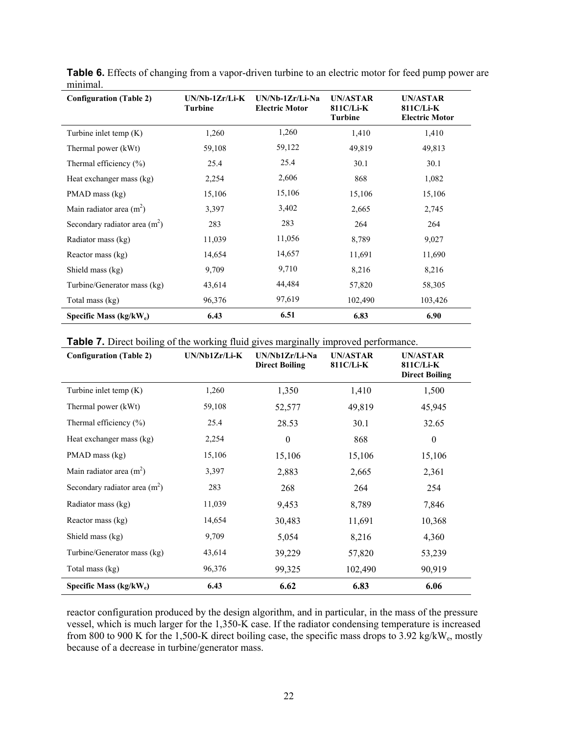**Table 6.** Effects of changing from a vapor-driven turbine to an electric motor for feed pump power are minimal.

| Configuration (Table 2) | UN/Nb-1Zr/Li-K Turbine | UN/Nb-1Zr/Li-Na Electric Motor | UN/ASTAR 811C/Li-K Turbine | UN/ASTAR 811C/Li-K Electric Motor |
|---|---|---|---|---|
| Turbine inlet temp (K) | 1,260 | 1,260 | 1,410 | 1,410 |
| Thermal power (kWt) | 59,108 | 59,122 | 49,819 | 49,813 |
| Thermal efficiency (%) | 25.4 | 25.4 | 30.1 | 30.1 |
| Heat exchanger mass (kg) | 2,254 | 2,606 | 868 | 1,082 |
| PMAD mass (kg) | 15,106 | 15,106 | 15,106 | 15,106 |
| Main radiator area ($m^2$) | 3,397 | 3,402 | 2,665 | 2,745 |
| Secondary radiator area ($m^2$) | 283 | 283 | 264 | 264 |
| Radiator mass (kg) | 11,039 | 11,056 | 8,789 | 9,027 |
| Reactor mass (kg) | 14,654 | 14,657 | 11,691 | 11,690 |
| Shield mass (kg) | 9,709 | 9,710 | 8,216 | 8,216 |
| Turbine/Generator mass (kg) | 43,614 | 44,484 | 57,820 | 58,305 |
| Total mass (kg) | 96,376 | 97,619 | 102,490 | 103,426 |
| **Specific Mass (kg/kW$_e$)** | **6.43** | **6.51** | **6.83** | **6.90** |

**Table 7.** Direct boiling of the working fluid gives marginally improved performance.

| Configuration (Table 2) | UN/Nb1Zr/Li-K | UN/Nb1Zr/Li-Na Direct Boiling | UN/ASTAR 811C/Li-K | UN/ASTAR 811C/Li-K Direct Boiling |
|---|---|---|---|---|
| Turbine inlet temp (K) | 1,260 | 1,350 | 1,410 | 1,500 |
| Thermal power (kWt) | 59,108 | 52,577 | 49,819 | 45,945 |
| Thermal efficiency (%) | 25.4 | 28.53 | 30.1 | 32.65 |
| Heat exchanger mass (kg) | 2,254 | 0 | 868 | 0 |
| PMAD mass (kg) | 15,106 | 15,106 | 15,106 | 15,106 |
| Main radiator area ($m^2$) | 3,397 | 2,883 | 2,665 | 2,361 |
| Secondary radiator area ($m^2$) | 283 | 268 | 264 | 254 |
| Radiator mass (kg) | 11,039 | 9,453 | 8,789 | 7,846 |
| Reactor mass (kg) | 14,654 | 30,483 | 11,691 | 10,368 |
| Shield mass (kg) | 9,709 | 5,054 | 8,216 | 4,360 |
| Turbine/Generator mass (kg) | 43,614 | 39,229 | 57,820 | 53,239 |
| Total mass (kg) | 96,376 | 99,325 | 102,490 | 90,919 |
| **Specific Mass (kg/kW$_e$)** | **6.43** | **6.62** | **6.83** | **6.06** |

reactor configuration produced by the design algorithm, and in particular, in the mass of the pressure vessel, which is much larger for the 1,350-K case. If the radiator condensing temperature is increased from 800 to 900 K for the 1,500-K direct boiling case, the specific mass drops to 3.92 kg/kW$_e$, mostly because of a decrease in turbine/generator mass.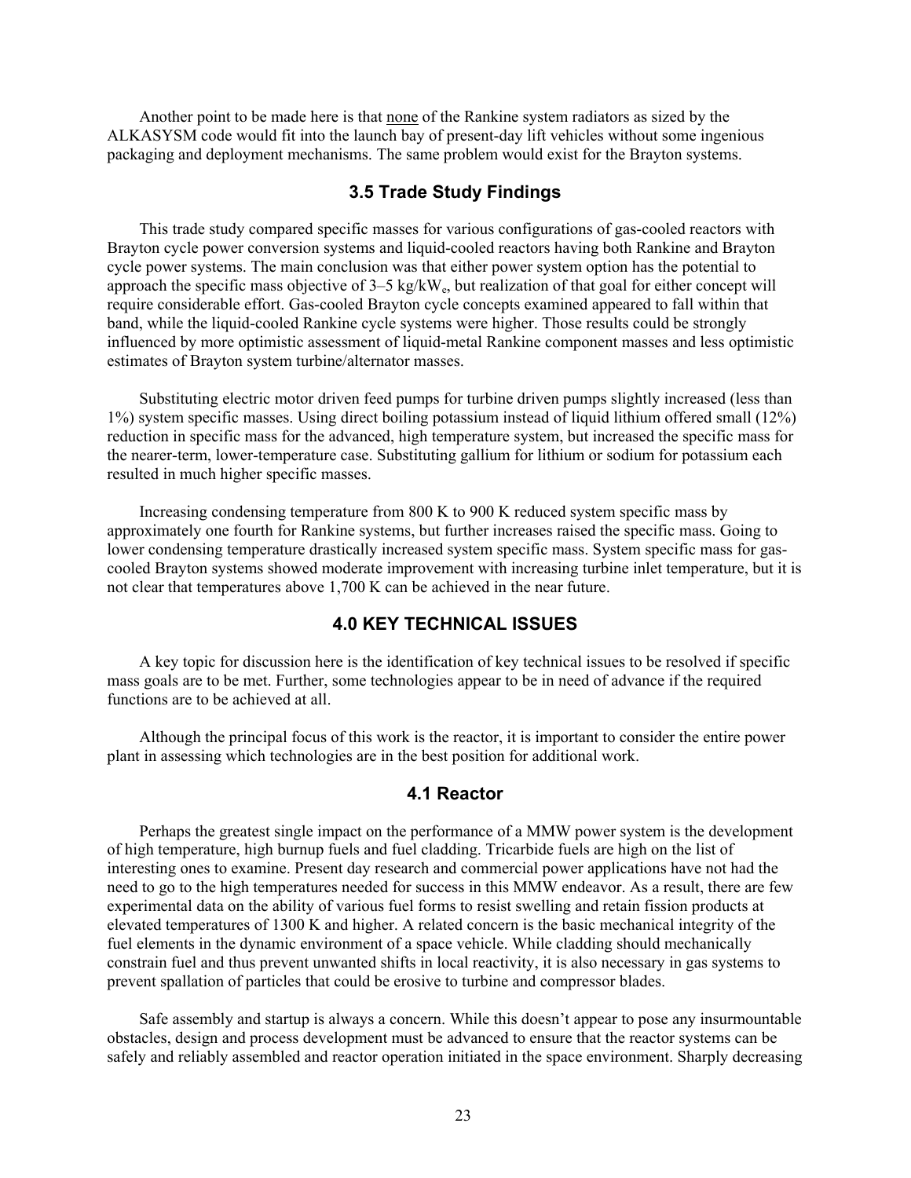Another point to be made here is that <u>none</u> of the Rankine system radiators as sized by the ALKASYSM code would fit into the launch bay of present-day lift vehicles without some ingenious packaging and deployment mechanisms. The same problem would exist for the Brayton systems.

### 3.5 Trade Study Findings

This trade study compared specific masses for various configurations of gas-cooled reactors with Brayton cycle power conversion systems and liquid-cooled reactors having both Rankine and Brayton cycle power systems. The main conclusion was that either power system option has the potential to approach the specific mass objective of 3–5 kg/kW$_e$, but realization of that goal for either concept will require considerable effort. Gas-cooled Brayton cycle concepts examined appeared to fall within that band, while the liquid-cooled Rankine cycle systems were higher. Those results could be strongly influenced by more optimistic assessment of liquid-metal Rankine component masses and less optimistic estimates of Brayton system turbine/alternator masses.

Substituting electric motor driven feed pumps for turbine driven pumps slightly increased (less than 1%) system specific masses. Using direct boiling potassium instead of liquid lithium offered small (12%) reduction in specific mass for the advanced, high temperature system, but increased the specific mass for the nearer-term, lower-temperature case. Substituting gallium for lithium or sodium for potassium each resulted in much higher specific masses.

Increasing condensing temperature from 800 K to 900 K reduced system specific mass by approximately one fourth for Rankine systems, but further increases raised the specific mass. Going to lower condensing temperature drastically increased system specific mass. System specific mass for gas-cooled Brayton systems showed moderate improvement with increasing turbine inlet temperature, but it is not clear that temperatures above 1,700 K can be achieved in the near future.

## 4.0 KEY TECHNICAL ISSUES

A key topic for discussion here is the identification of key technical issues to be resolved if specific mass goals are to be met. Further, some technologies appear to be in need of advance if the required functions are to be achieved at all.

Although the principal focus of this work is the reactor, it is important to consider the entire power plant in assessing which technologies are in the best position for additional work.

### 4.1 Reactor

Perhaps the greatest single impact on the performance of a MMW power system is the development of high temperature, high burnup fuels and fuel cladding. Tricarbide fuels are high on the list of interesting ones to examine. Present day research and commercial power applications have not had the need to go to the high temperatures needed for success in this MMW endeavor. As a result, there are few experimental data on the ability of various fuel forms to resist swelling and retain fission products at elevated temperatures of 1300 K and higher. A related concern is the basic mechanical integrity of the fuel elements in the dynamic environment of a space vehicle. While cladding should mechanically constrain fuel and thus prevent unwanted shifts in local reactivity, it is also necessary in gas systems to prevent spallation of particles that could be erosive to turbine and compressor blades.

Safe assembly and startup is always a concern. While this doesn't appear to pose any insurmountable obstacles, design and process development must be advanced to ensure that the reactor systems can be safely and reliably assembled and reactor operation initiated in the space environment. Sharply decreasing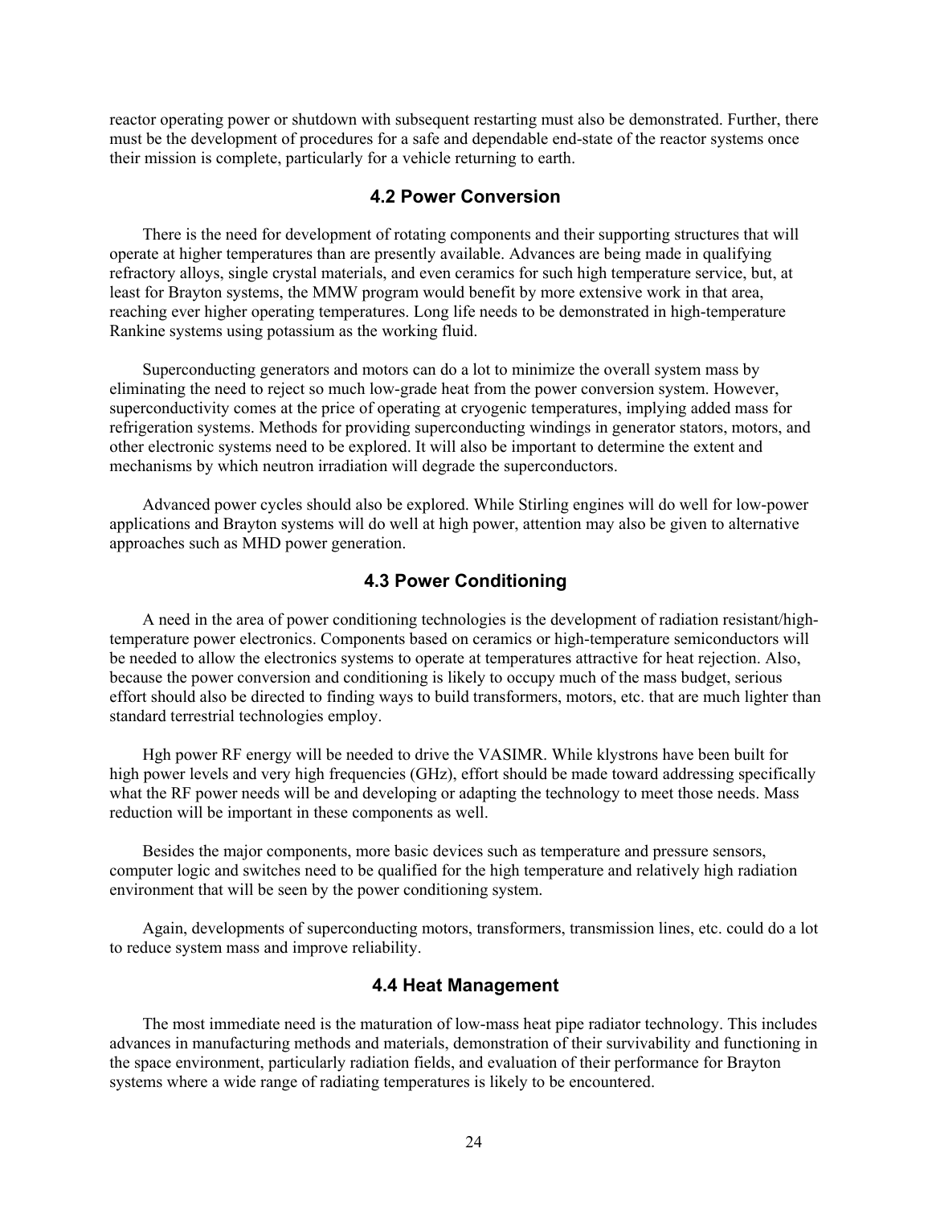reactor operating power or shutdown with subsequent restarting must also be demonstrated. Further, there must be the development of procedures for a safe and dependable end-state of the reactor systems once their mission is complete, particularly for a vehicle returning to earth.

### 4.2 Power Conversion

There is the need for development of rotating components and their supporting structures that will operate at higher temperatures than are presently available. Advances are being made in qualifying refractory alloys, single crystal materials, and even ceramics for such high temperature service, but, at least for Brayton systems, the MMW program would benefit by more extensive work in that area, reaching ever higher operating temperatures. Long life needs to be demonstrated in high-temperature Rankine systems using potassium as the working fluid.

Superconducting generators and motors can do a lot to minimize the overall system mass by eliminating the need to reject so much low-grade heat from the power conversion system. However, superconductivity comes at the price of operating at cryogenic temperatures, implying added mass for refrigeration systems. Methods for providing superconducting windings in generator stators, motors, and other electronic systems need to be explored. It will also be important to determine the extent and mechanisms by which neutron irradiation will degrade the superconductors.

Advanced power cycles should also be explored. While Stirling engines will do well for low-power applications and Brayton systems will do well at high power, attention may also be given to alternative approaches such as MHD power generation.

### 4.3 Power Conditioning

A need in the area of power conditioning technologies is the development of radiation resistant/high-temperature power electronics. Components based on ceramics or high-temperature semiconductors will be needed to allow the electronics systems to operate at temperatures attractive for heat rejection. Also, because the power conversion and conditioning is likely to occupy much of the mass budget, serious effort should also be directed to finding ways to build transformers, motors, etc. that are much lighter than standard terrestrial technologies employ.

Hgh power RF energy will be needed to drive the VASIMR. While klystrons have been built for high power levels and very high frequencies (GHz), effort should be made toward addressing specifically what the RF power needs will be and developing or adapting the technology to meet those needs. Mass reduction will be important in these components as well.

Besides the major components, more basic devices such as temperature and pressure sensors, computer logic and switches need to be qualified for the high temperature and relatively high radiation environment that will be seen by the power conditioning system.

Again, developments of superconducting motors, transformers, transmission lines, etc. could do a lot to reduce system mass and improve reliability.

### 4.4 Heat Management

The most immediate need is the maturation of low-mass heat pipe radiator technology. This includes advances in manufacturing methods and materials, demonstration of their survivability and functioning in the space environment, particularly radiation fields, and evaluation of their performance for Brayton systems where a wide range of radiating temperatures is likely to be encountered.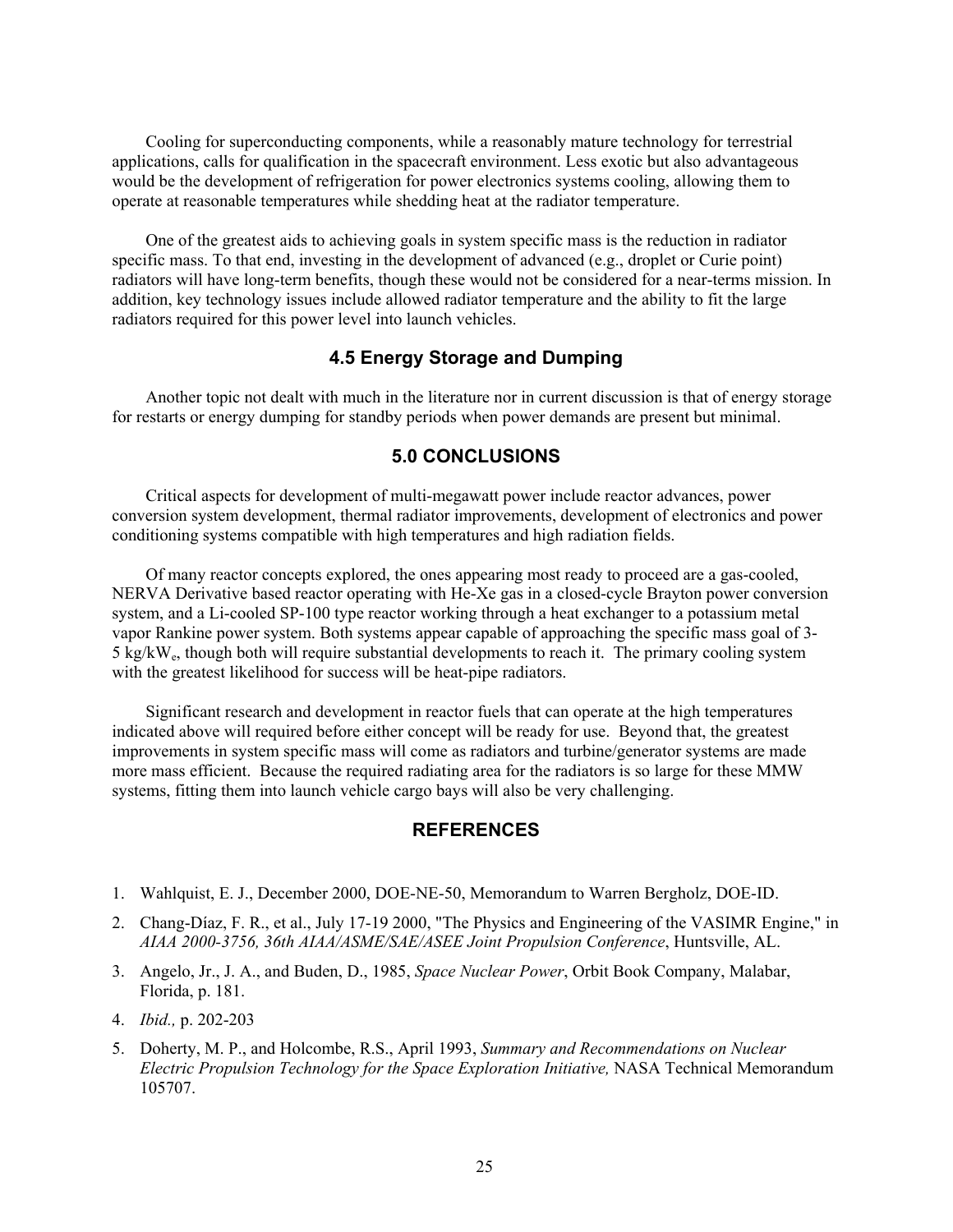Cooling for superconducting components, while a reasonably mature technology for terrestrial applications, calls for qualification in the spacecraft environment. Less exotic but also advantageous would be the development of refrigeration for power electronics systems cooling, allowing them to operate at reasonable temperatures while shedding heat at the radiator temperature.

One of the greatest aids to achieving goals in system specific mass is the reduction in radiator specific mass. To that end, investing in the development of advanced (e.g., droplet or Curie point) radiators will have long-term benefits, though these would not be considered for a near-terms mission. In addition, key technology issues include allowed radiator temperature and the ability to fit the large radiators required for this power level into launch vehicles.

### 4.5 Energy Storage and Dumping

Another topic not dealt with much in the literature nor in current discussion is that of energy storage for restarts or energy dumping for standby periods when power demands are present but minimal.

## 5.0 CONCLUSIONS

Critical aspects for development of multi-megawatt power include reactor advances, power conversion system development, thermal radiator improvements, development of electronics and power conditioning systems compatible with high temperatures and high radiation fields.

Of many reactor concepts explored, the ones appearing most ready to proceed are a gas-cooled, NERVA Derivative based reactor operating with He-Xe gas in a closed-cycle Brayton power conversion system, and a Li-cooled SP-100 type reactor working through a heat exchanger to a potassium metal vapor Rankine power system. Both systems appear capable of approaching the specific mass goal of 3-5 $kg/kW_e$, though both will require substantial developments to reach it. The primary cooling system with the greatest likelihood for success will be heat-pipe radiators.

Significant research and development in reactor fuels that can operate at the high temperatures indicated above will required before either concept will be ready for use. Beyond that, the greatest improvements in system specific mass will come as radiators and turbine/generator systems are made more mass efficient. Because the required radiating area for the radiators is so large for these MMW systems, fitting them into launch vehicle cargo bays will also be very challenging.

## REFERENCES

1. Wahlquist, E. J., December 2000, DOE-NE-50, Memorandum to Warren Bergholz, DOE-ID.
2. Chang-Díaz, F. R., et al., July 17-19 2000, "The Physics and Engineering of the VASIMR Engine," in *AIAA 2000-3756, 36th AIAA/ASME/SAE/ASEE Joint Propulsion Conference*, Huntsville, AL.
3. Angelo, Jr., J. A., and Buden, D., 1985, *Space Nuclear Power*, Orbit Book Company, Malabar, Florida, p. 181.
4. *Ibid.,* p. 202-203
5. Doherty, M. P., and Holcombe, R.S., April 1993, *Summary and Recommendations on Nuclear Electric Propulsion Technology for the Space Exploration Initiative,* NASA Technical Memorandum 105707.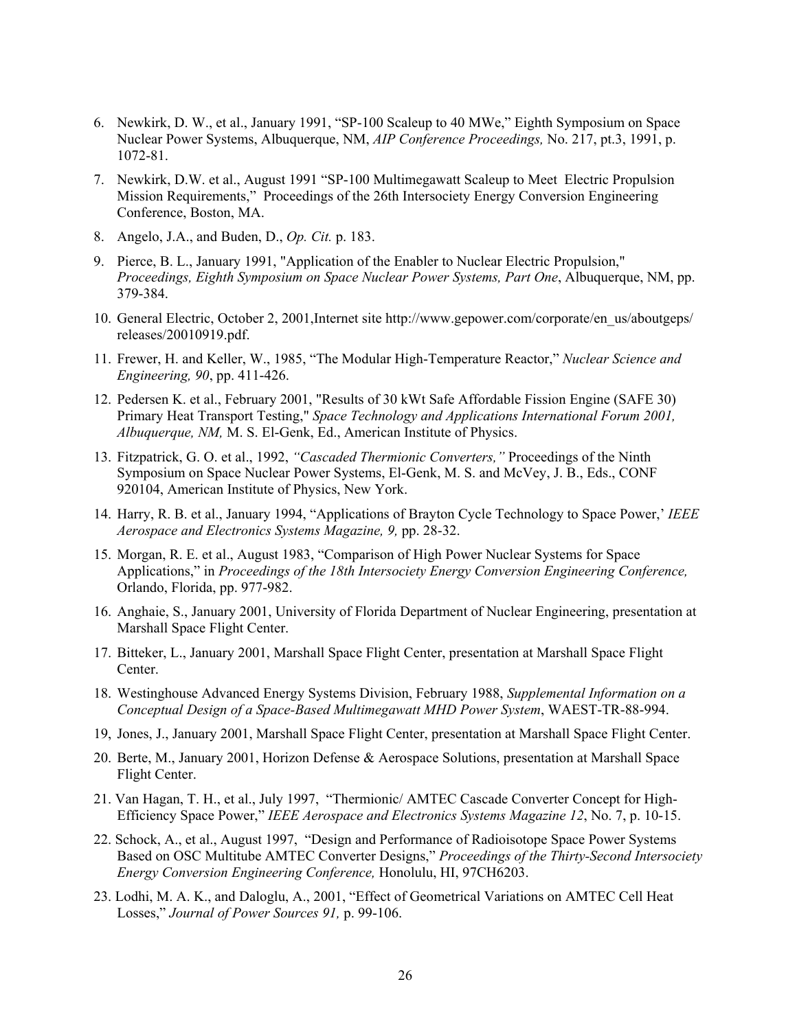6. Newkirk, D. W., et al., January 1991, "SP-100 Scaleup to 40 MWe," Eighth Symposium on Space Nuclear Power Systems, Albuquerque, NM, *AIP Conference Proceedings,* No. 217, pt.3, 1991, p. 1072-81.

7. Newkirk, D.W. et al., August 1991 "SP-100 Multimegawatt Scaleup to Meet Electric Propulsion Mission Requirements," Proceedings of the 26th Intersociety Energy Conversion Engineering Conference, Boston, MA.

8. Angelo, J.A., and Buden, D., *Op. Cit.* p. 183.

9. Pierce, B. L., January 1991, "Application of the Enabler to Nuclear Electric Propulsion," *Proceedings, Eighth Symposium on Space Nuclear Power Systems, Part One*, Albuquerque, NM, pp. 379-384.

10. General Electric, October 2, 2001,Internet site http://www.gepower.com/corporate/en_us/aboutgeps/releases/20010919.pdf.

11. Frewer, H. and Keller, W., 1985, "The Modular High-Temperature Reactor," *Nuclear Science and Engineering, 90*, pp. 411-426.

12. Pedersen K. et al., February 2001, "Results of 30 kWt Safe Affordable Fission Engine (SAFE 30) Primary Heat Transport Testing," *Space Technology and Applications International Forum 2001, Albuquerque, NM,* M. S. El-Genk, Ed., American Institute of Physics.

13. Fitzpatrick, G. O. et al., 1992, *"Cascaded Thermionic Converters,"* Proceedings of the Ninth Symposium on Space Nuclear Power Systems, El-Genk, M. S. and McVey, J. B., Eds., CONF 920104, American Institute of Physics, New York.

14. Harry, R. B. et al., January 1994, "Applications of Brayton Cycle Technology to Space Power,' *IEEE Aerospace and Electronics Systems Magazine, 9,* pp. 28-32.

15. Morgan, R. E. et al., August 1983, "Comparison of High Power Nuclear Systems for Space Applications," in *Proceedings of the 18th Intersociety Energy Conversion Engineering Conference,* Orlando, Florida, pp. 977-982.

16. Anghaie, S., January 2001, University of Florida Department of Nuclear Engineering, presentation at Marshall Space Flight Center.

17. Bitteker, L., January 2001, Marshall Space Flight Center, presentation at Marshall Space Flight Center.

18. Westinghouse Advanced Energy Systems Division, February 1988, *Supplemental Information on a Conceptual Design of a Space-Based Multimegawatt MHD Power System*, WAEST-TR-88-994.

19, Jones, J., January 2001, Marshall Space Flight Center, presentation at Marshall Space Flight Center.

20. Berte, M., January 2001, Horizon Defense & Aerospace Solutions, presentation at Marshall Space Flight Center.

21. Van Hagan, T. H., et al., July 1997, "Thermionic/ AMTEC Cascade Converter Concept for High-Efficiency Space Power," *IEEE Aerospace and Electronics Systems Magazine 12*, No. 7, p. 10-15.

22. Schock, A., et al., August 1997, "Design and Performance of Radioisotope Space Power Systems Based on OSC Multitube AMTEC Converter Designs," *Proceedings of the Thirty-Second Intersociety Energy Conversion Engineering Conference,* Honolulu, HI, 97CH6203.

23. Lodhi, M. A. K., and Daloglu, A., 2001, "Effect of Geometrical Variations on AMTEC Cell Heat Losses," *Journal of Power Sources 91,* p. 99-106.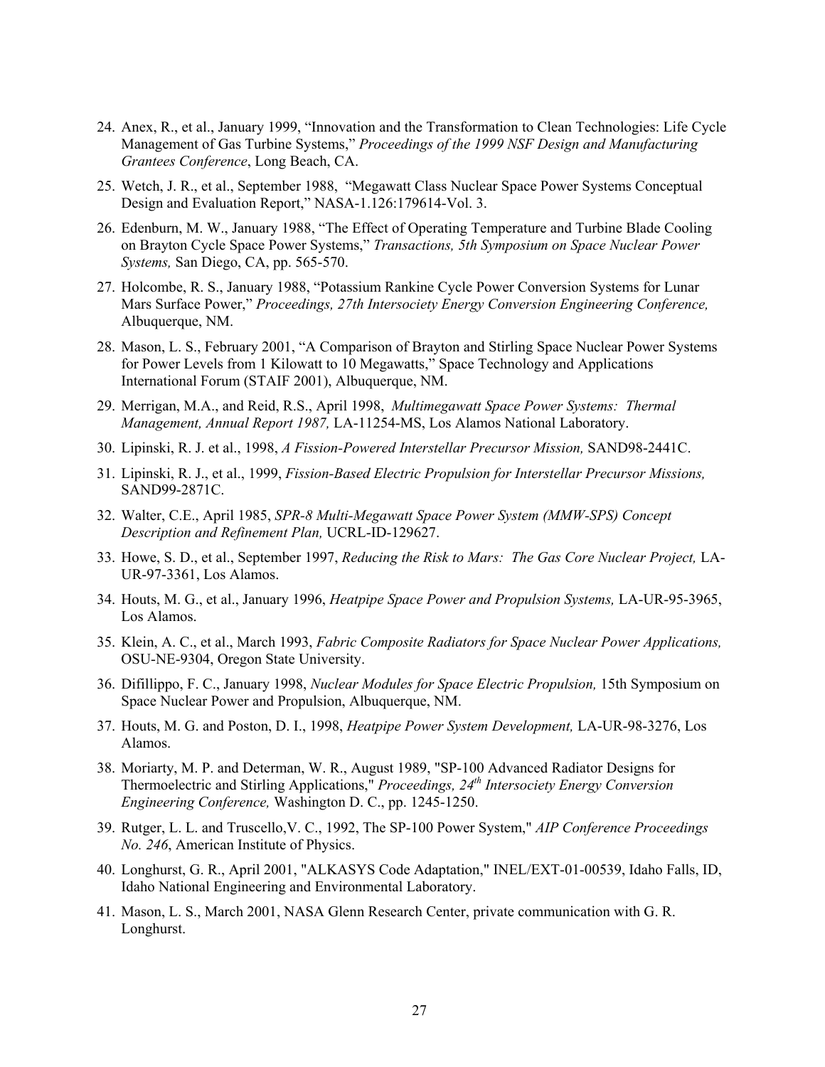24. Anex, R., et al., January 1999, "Innovation and the Transformation to Clean Technologies: Life Cycle Management of Gas Turbine Systems," *Proceedings of the 1999 NSF Design and Manufacturing Grantees Conference*, Long Beach, CA.

25. Wetch, J. R., et al., September 1988, "Megawatt Class Nuclear Space Power Systems Conceptual Design and Evaluation Report," NASA-1.126:179614-Vol. 3.

26. Edenburn, M. W., January 1988, "The Effect of Operating Temperature and Turbine Blade Cooling on Brayton Cycle Space Power Systems," *Transactions, 5th Symposium on Space Nuclear Power Systems,* San Diego, CA, pp. 565-570.

27. Holcombe, R. S., January 1988, "Potassium Rankine Cycle Power Conversion Systems for Lunar Mars Surface Power," *Proceedings, 27th Intersociety Energy Conversion Engineering Conference,* Albuquerque, NM.

28. Mason, L. S., February 2001, "A Comparison of Brayton and Stirling Space Nuclear Power Systems for Power Levels from 1 Kilowatt to 10 Megawatts," Space Technology and Applications International Forum (STAIF 2001), Albuquerque, NM.

29. Merrigan, M.A., and Reid, R.S., April 1998, *Multimegawatt Space Power Systems: Thermal Management, Annual Report 1987,* LA-11254-MS, Los Alamos National Laboratory.

30. Lipinski, R. J. et al., 1998, *A Fission-Powered Interstellar Precursor Mission,* SAND98-2441C.

31. Lipinski, R. J., et al., 1999, *Fission-Based Electric Propulsion for Interstellar Precursor Missions,* SAND99-2871C.

32. Walter, C.E., April 1985, *SPR-8 Multi-Megawatt Space Power System (MMW-SPS) Concept Description and Refinement Plan,* UCRL-ID-129627.

33. Howe, S. D., et al., September 1997, *Reducing the Risk to Mars: The Gas Core Nuclear Project,* LA-UR-97-3361, Los Alamos.

34. Houts, M. G., et al., January 1996, *Heatpipe Space Power and Propulsion Systems,* LA-UR-95-3965, Los Alamos.

35. Klein, A. C., et al., March 1993, *Fabric Composite Radiators for Space Nuclear Power Applications,* OSU-NE-9304, Oregon State University.

36. Difillippo, F. C., January 1998, *Nuclear Modules for Space Electric Propulsion,* 15th Symposium on Space Nuclear Power and Propulsion, Albuquerque, NM.

37. Houts, M. G. and Poston, D. I., 1998, *Heatpipe Power System Development,* LA-UR-98-3276, Los Alamos.

38. Moriarty, M. P. and Determan, W. R., August 1989, "SP-100 Advanced Radiator Designs for Thermoelectric and Stirling Applications," *Proceedings, 24th Intersociety Energy Conversion Engineering Conference,* Washington D. C., pp. 1245-1250.

39. Rutger, L. L. and Truscello,V. C., 1992, The SP-100 Power System," *AIP Conference Proceedings No. 246*, American Institute of Physics.

40. Longhurst, G. R., April 2001, "ALKASYS Code Adaptation," INEL/EXT-01-00539, Idaho Falls, ID, Idaho National Engineering and Environmental Laboratory.

41. Mason, L. S., March 2001, NASA Glenn Research Center, private communication with G. R. Longhurst.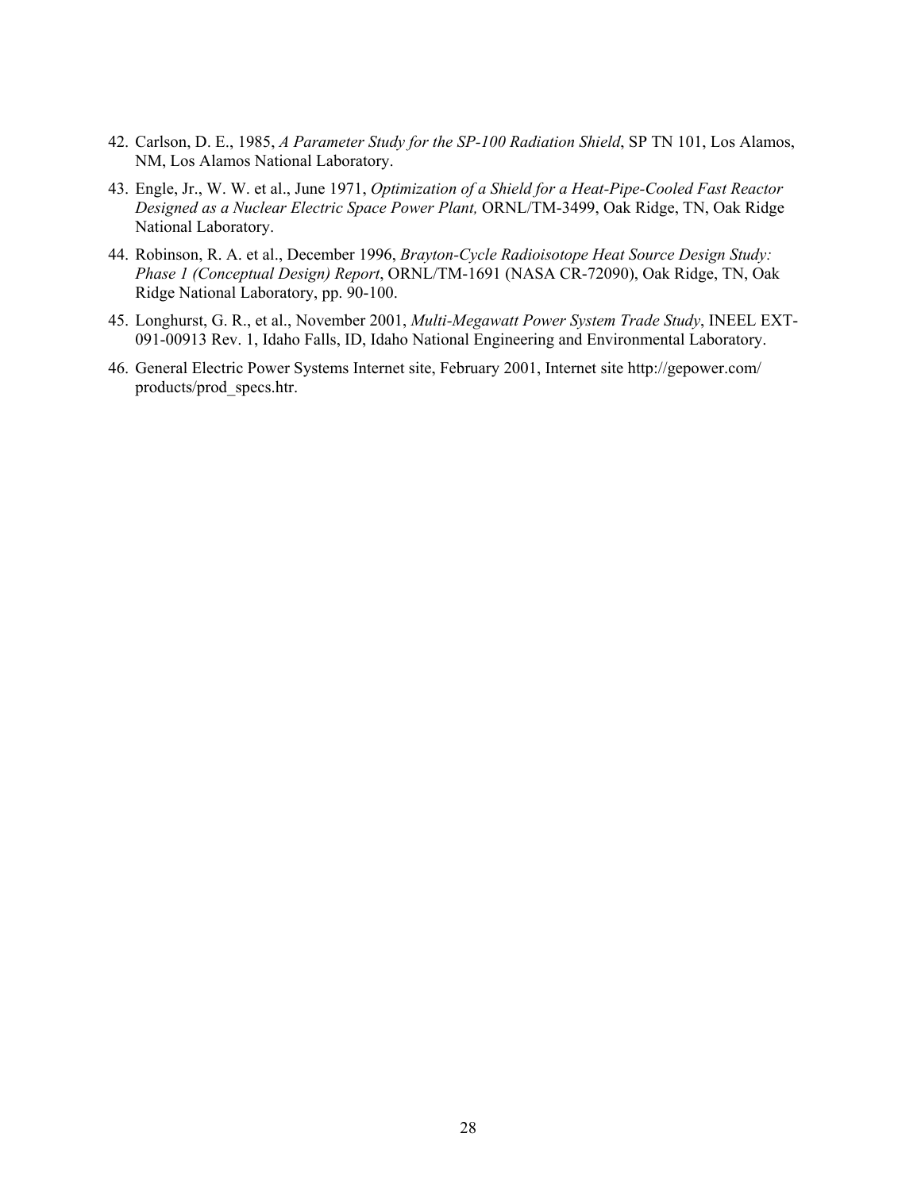42. Carlson, D. E., 1985, *A Parameter Study for the SP-100 Radiation Shield*, SP TN 101, Los Alamos, NM, Los Alamos National Laboratory.
43. Engle, Jr., W. W. et al., June 1971, *Optimization of a Shield for a Heat-Pipe-Cooled Fast Reactor Designed as a Nuclear Electric Space Power Plant,* ORNL/TM-3499, Oak Ridge, TN, Oak Ridge National Laboratory.
44. Robinson, R. A. et al., December 1996, *Brayton-Cycle Radioisotope Heat Source Design Study: Phase 1 (Conceptual Design) Report*, ORNL/TM-1691 (NASA CR-72090), Oak Ridge, TN, Oak Ridge National Laboratory, pp. 90-100.
45. Longhurst, G. R., et al., November 2001, *Multi-Megawatt Power System Trade Study*, INEEL EXT-091-00913 Rev. 1, Idaho Falls, ID, Idaho National Engineering and Environmental Laboratory.
46. General Electric Power Systems Internet site, February 2001, Internet site http://gepower.com/products/prod_specs.htr.